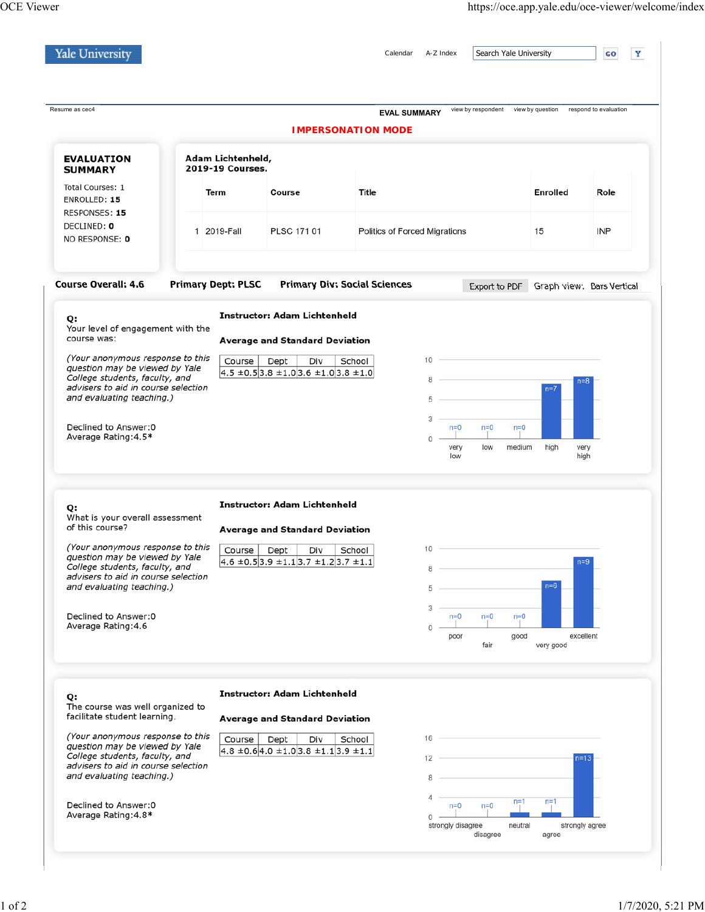Yale University

Calendar A-Z Index Search Yale University GO Y

Resume as cec4

EVAL SUMMARY view by respondent view by question respond to evaluation

**IMPERSONATION MODE**

**EVALUATION SUMMARY**

Total Courses: 1
ENROLLED: **15**
RESPONSES: **15**
DECLINED: **0**
NO RESPONSE: **0**

**Adam Lichtenheld, 2019-19 Courses.**

| | Term | Course | Title | Enrolled | Role |
|---|---|---|---|---|---|
| 1 | 2019-Fall | PLSC 171 01 | Politics of Forced Migrations | 15 | INP |

**Course Overall: 4.6** **Primary Dept: PLSC** **Primary Div: Social Sciences** Export to PDF Graph view: Bars Vertical

---

**Q:**
Your level of engagement with the course was:

*(Your anonymous response to this question may be viewed by Yale College students, faculty, and advisers to aid in course selection and evaluating teaching.)*

Declined to Answer:0
Average Rating:4.5*

**Instructor: Adam Lichtenheld**

**Average and Standard Deviation**

| Course | Dept | Div | School |
|---|---|---|---|
| 4.5 ±0.5 | 3.8 ±1.0 | 3.6 ±1.0 | 3.8 ±1.0 |

| very low | low | medium | high | very high |
|---|---|---|---|---|
| n=0 | n=0 | n=0 | n=7 | n=8 |

---

**Q:**
What is your overall assessment of this course?

*(Your anonymous response to this question may be viewed by Yale College students, faculty, and advisers to aid in course selection and evaluating teaching.)*

Declined to Answer:0
Average Rating:4.6

**Instructor: Adam Lichtenheld**

**Average and Standard Deviation**

| Course | Dept | Div | School |
|---|---|---|---|
| 4.6 ±0.5 | 3.9 ±1.1 | 3.7 ±1.2 | 3.7 ±1.1 |

| poor | fair | good | very good | excellent |
|---|---|---|---|---|
| n=0 | n=0 | n=0 | n=6 | n=9 |

---

**Q:**
The course was well organized to facilitate student learning.

*(Your anonymous response to this question may be viewed by Yale College students, faculty, and advisers to aid in course selection and evaluating teaching.)*

Declined to Answer:0
Average Rating:4.8*

**Instructor: Adam Lichtenheld**

**Average and Standard Deviation**

| Course | Dept | Div | School |
|---|---|---|---|
| 4.8 ±0.6 | 4.0 ±1.0 | 3.8 ±1.1 | 3.9 ±1.1 |

| strongly disagree | disagree | neutral | agree | strongly agree |
|---|---|---|---|---|
| n=0 | n=0 | n=1 | n=1 | n=13 |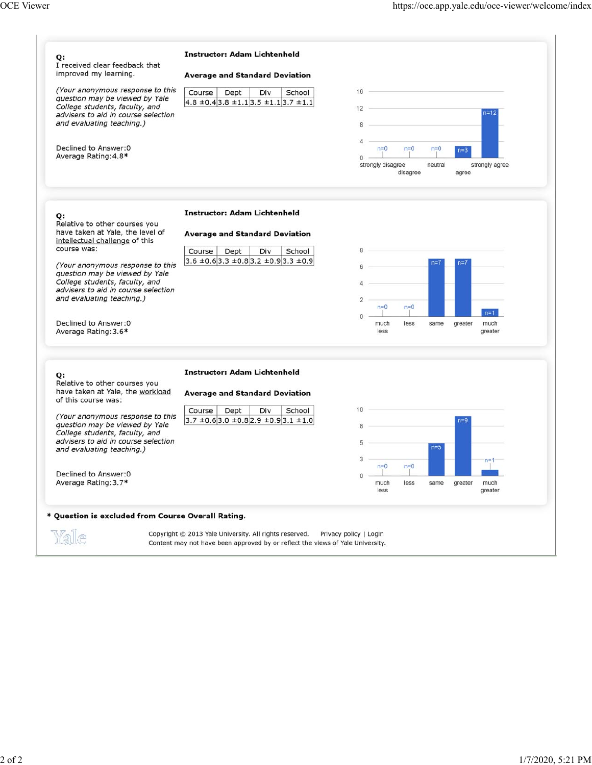**Q:**
I received clear feedback that improved my learning.

*(Your anonymous response to this question may be viewed by Yale College students, faculty, and advisers to aid in course selection and evaluating teaching.)*

Declined to Answer:0
Average Rating:4.8*

**Instructor: Adam Lichtenheld**

**Average and Standard Deviation**

| Course | Dept | Div | School |
|---|---|---|---|
| 4.8 ±0.4 | 3.8 ±1.1 | 3.5 ±1.1 | 3.7 ±1.1 |

| strongly disagree | disagree | neutral | agree | strongly agree |
|---|---|---|---|---|
| n=0 | n=0 | n=0 | n=3 | n=12 |

**Q:**
Relative to other courses you have taken at Yale, the level of intellectual challenge of this course was:

*(Your anonymous response to this question may be viewed by Yale College students, faculty, and advisers to aid in course selection and evaluating teaching.)*

Declined to Answer:0
Average Rating:3.6*

**Instructor: Adam Lichtenheld**

**Average and Standard Deviation**

| Course | Dept | Div | School |
|---|---|---|---|
| 3.6 ±0.6 | 3.3 ±0.8 | 3.2 ±0.9 | 3.3 ±0.9 |

| much less | less | same | greater | much greater |
|---|---|---|---|---|
| n=0 | n=0 | n=7 | n=7 | n=1 |

**Q:**
Relative to other courses you have taken at Yale, the workload of this course was:

*(Your anonymous response to this question may be viewed by Yale College students, faculty, and advisers to aid in course selection and evaluating teaching.)*

Declined to Answer:0
Average Rating:3.7*

**Instructor: Adam Lichtenheld**

**Average and Standard Deviation**

| Course | Dept | Div | School |
|---|---|---|---|
| 3.7 ±0.6 | 3.0 ±0.8 | 2.9 ±0.9 | 3.1 ±1.0 |

| much less | less | same | greater | much greater |
|---|---|---|---|---|
| n=0 | n=0 | n=5 | n=9 | n=1 |

**\* Question is excluded from Course Overall Rating.**

Copyright © 2013 Yale University. All rights reserved. Privacy policy | Login
Content may not have been approved by or reflect the views of Yale University.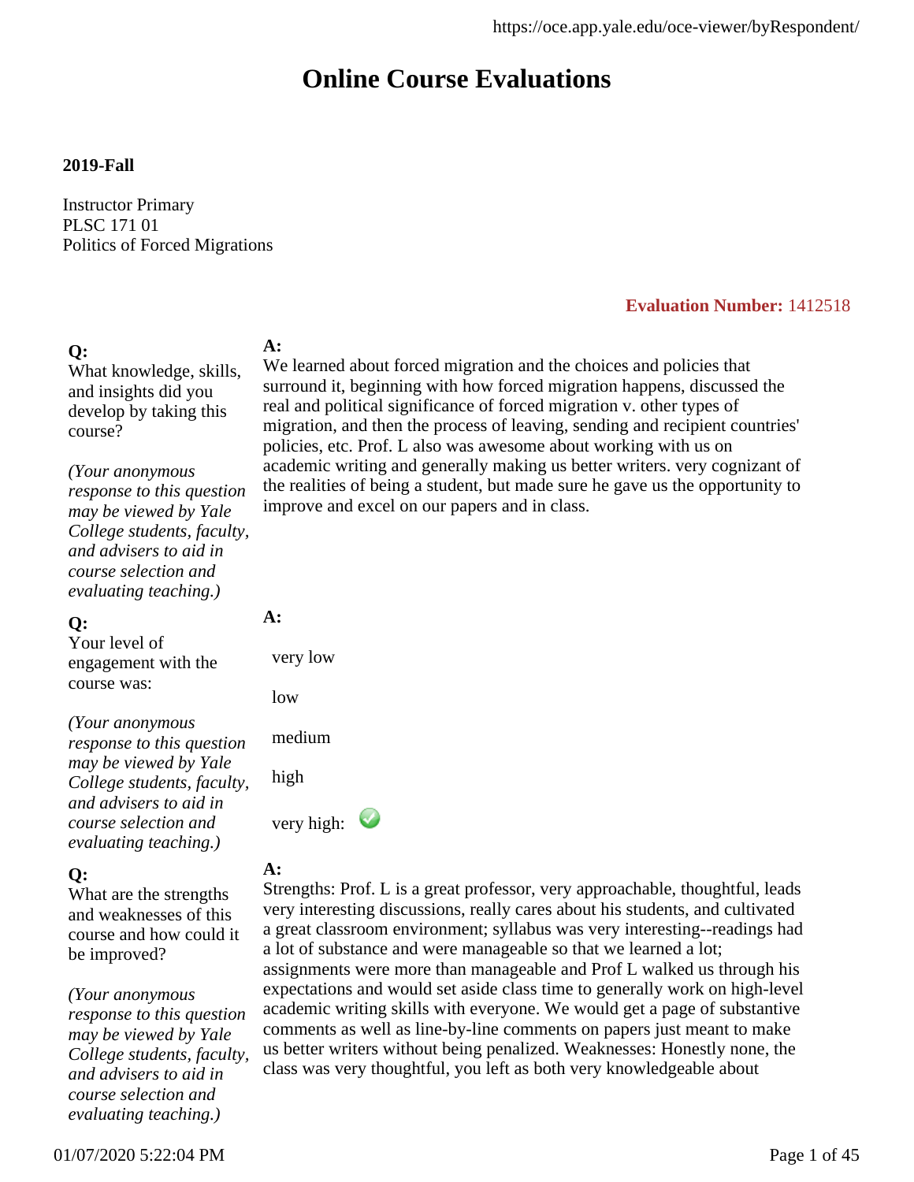# Online Course Evaluations

**2019-Fall**

Instructor Primary
PLSC 171 01
Politics of Forced Migrations

**Evaluation Number:** 1412518

**Q:**
What knowledge, skills, and insights did you develop by taking this course?

*(Your anonymous response to this question may be viewed by Yale College students, faculty, and advisers to aid in course selection and evaluating teaching.)*

**A:**
We learned about forced migration and the choices and policies that surround it, beginning with how forced migration happens, discussed the real and political significance of forced migration v. other types of migration, and then the process of leaving, sending and recipient countries' policies, etc. Prof. L also was awesome about working with us on academic writing and generally making us better writers. very cognizant of the realities of being a student, but made sure he gave us the opportunity to improve and excel on our papers and in class.

**Q:**
Your level of engagement with the course was:

*(Your anonymous response to this question may be viewed by Yale College students, faculty, and advisers to aid in course selection and evaluating teaching.)*

**A:**

very low

low

medium

high

very high: ✓

**Q:**
What are the strengths and weaknesses of this course and how could it be improved?

*(Your anonymous response to this question may be viewed by Yale College students, faculty, and advisers to aid in course selection and evaluating teaching.)*

**A:**
Strengths: Prof. L is a great professor, very approachable, thoughtful, leads very interesting discussions, really cares about his students, and cultivated a great classroom environment; syllabus was very interesting--readings had a lot of substance and were manageable so that we learned a lot; assignments were more than manageable and Prof L walked us through his expectations and would set aside class time to generally work on high-level academic writing skills with everyone. We would get a page of substantive comments as well as line-by-line comments on papers just meant to make us better writers without being penalized. Weaknesses: Honestly none, the class was very thoughtful, you left as both very knowledgeable about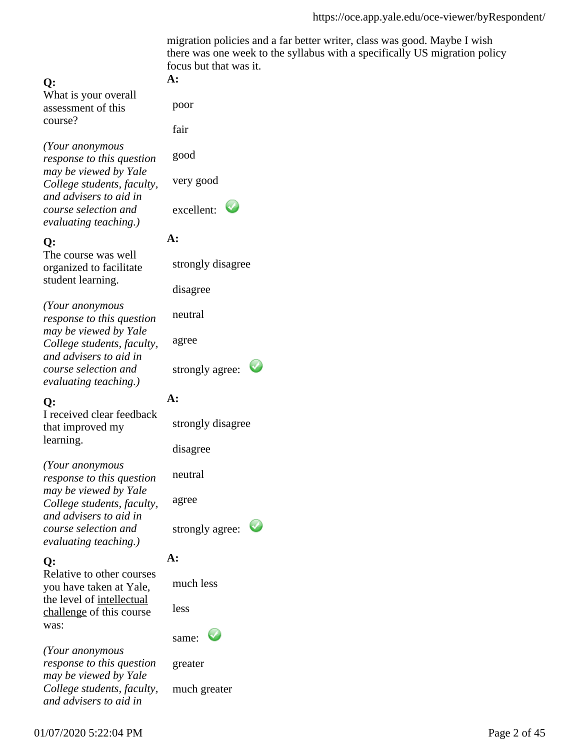migration policies and a far better writer, class was good. Maybe I wish there was one week to the syllabus with a specifically US migration policy focus but that was it.

**Q:**
What is your overall assessment of this course?

*(Your anonymous response to this question may be viewed by Yale College students, faculty, and advisers to aid in course selection and evaluating teaching.)*

**A:**

- poor
- fair
- good
- very good
- excellent: ✓

**Q:**
The course was well organized to facilitate student learning.

*(Your anonymous response to this question may be viewed by Yale College students, faculty, and advisers to aid in course selection and evaluating teaching.)*

**A:**

- strongly disagree
- disagree
- neutral
- agree
- strongly agree: ✓

**Q:**
I received clear feedback that improved my learning.

*(Your anonymous response to this question may be viewed by Yale College students, faculty, and advisers to aid in course selection and evaluating teaching.)*

**A:**

- strongly disagree
- disagree
- neutral
- agree
- strongly agree: ✓

**Q:**
Relative to other courses you have taken at Yale, the level of intellectual challenge of this course was:

*(Your anonymous response to this question may be viewed by Yale College students, faculty, and advisers to aid in*

**A:**

- much less
- less
- same: ✓
- greater
- much greater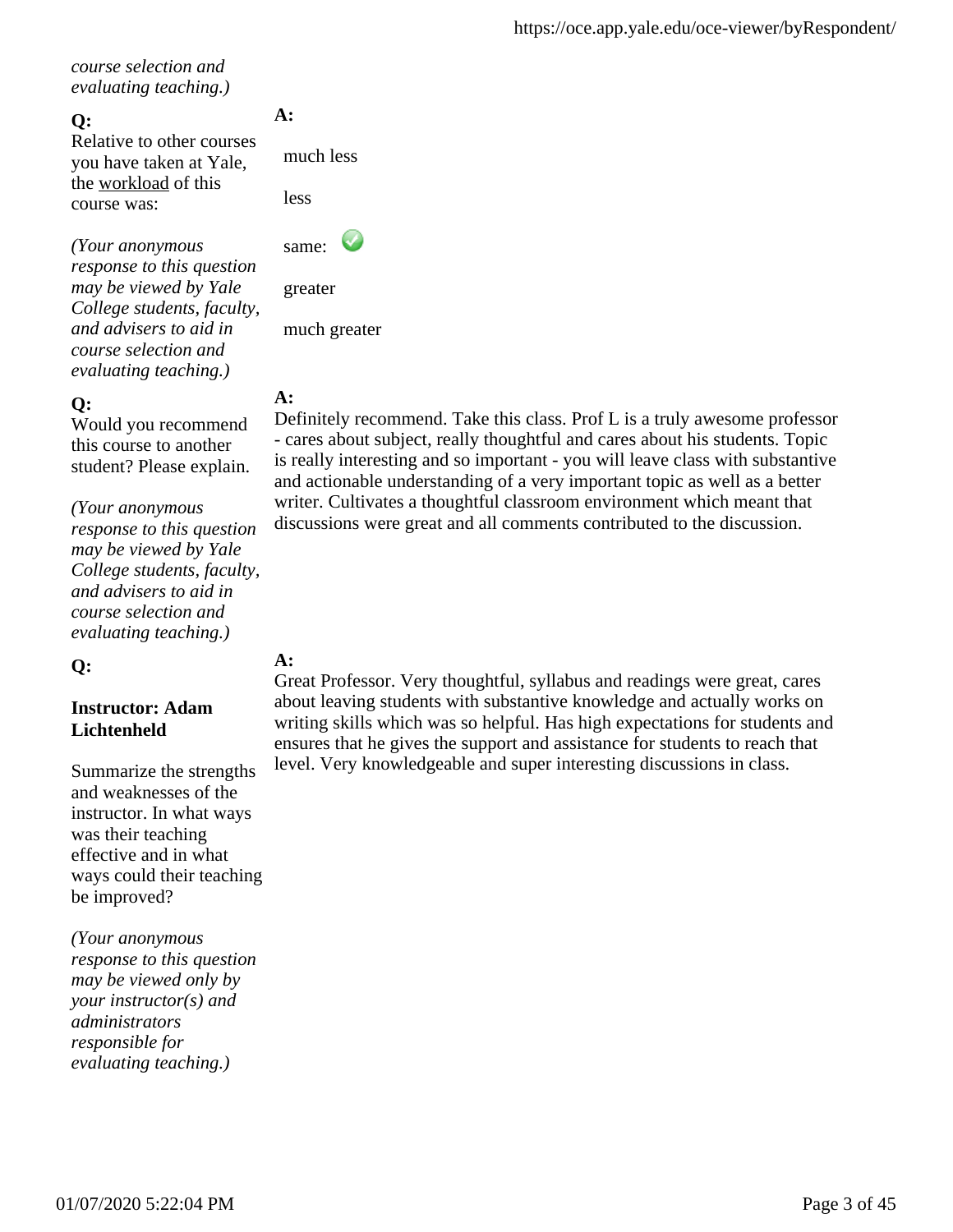*course selection and evaluating teaching.)*

**Q:**
Relative to other courses you have taken at Yale, the workload of this course was:

*(Your anonymous response to this question may be viewed by Yale College students, faculty, and advisers to aid in course selection and evaluating teaching.)*

**A:**

much less

less

same: ✓

greater

much greater

**Q:**
Would you recommend this course to another student? Please explain.

*(Your anonymous response to this question may be viewed by Yale College students, faculty, and advisers to aid in course selection and evaluating teaching.)*

**A:**
Definitely recommend. Take this class. Prof L is a truly awesome professor - cares about subject, really thoughtful and cares about his students. Topic is really interesting and so important - you will leave class with substantive and actionable understanding of a very important topic as well as a better writer. Cultivates a thoughtful classroom environment which meant that discussions were great and all comments contributed to the discussion.

**Q:**

**Instructor: Adam Lichtenheld**

Summarize the strengths and weaknesses of the instructor. In what ways was their teaching effective and in what ways could their teaching be improved?

*(Your anonymous response to this question may be viewed only by your instructor(s) and administrators responsible for evaluating teaching.)*

**A:**
Great Professor. Very thoughtful, syllabus and readings were great, cares about leaving students with substantive knowledge and actually works on writing skills which was so helpful. Has high expectations for students and ensures that he gives the support and assistance for students to reach that level. Very knowledgeable and super interesting discussions in class.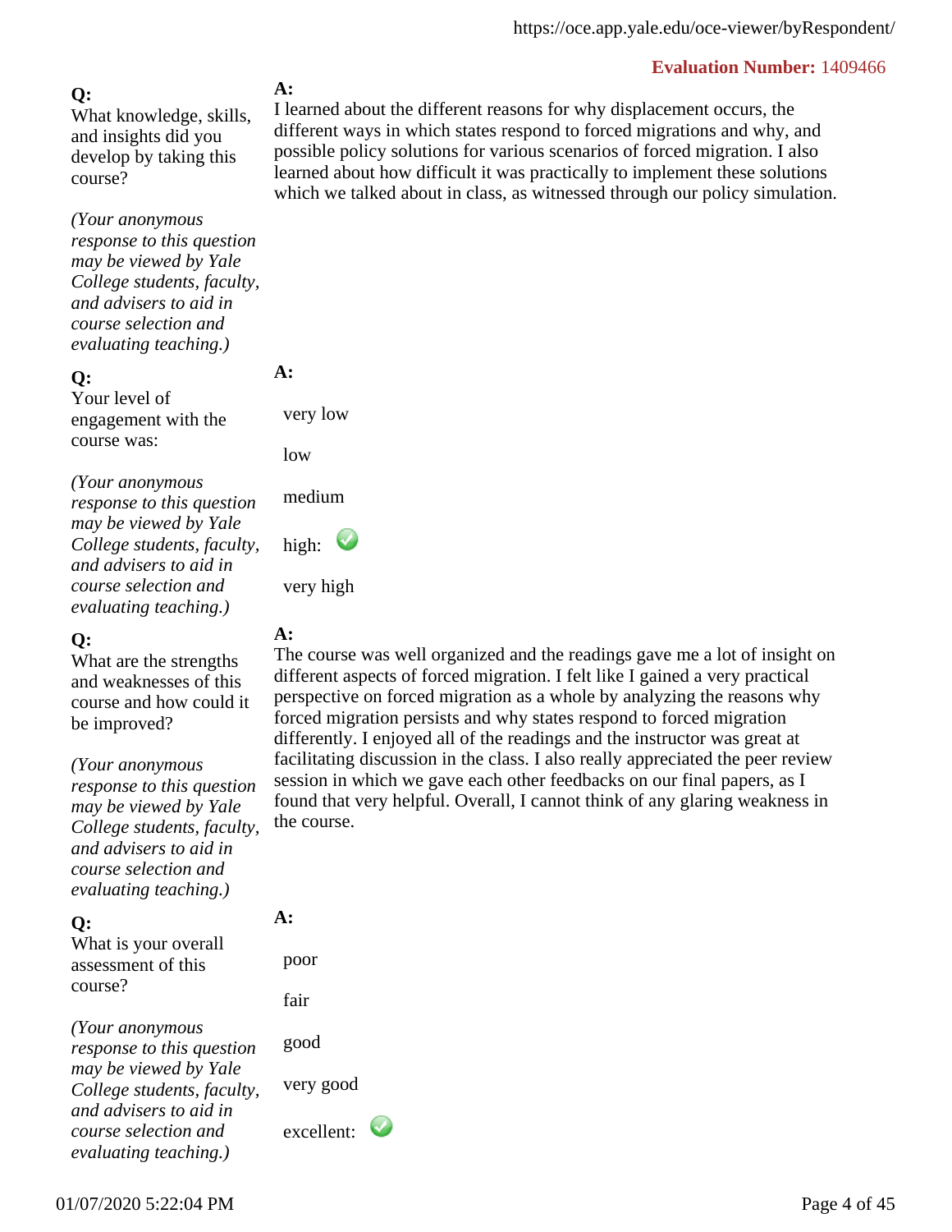**Evaluation Number:** 1409466

**Q:**
What knowledge, skills, and insights did you develop by taking this course?

*(Your anonymous response to this question may be viewed by Yale College students, faculty, and advisers to aid in course selection and evaluating teaching.)*

**A:**
I learned about the different reasons for why displacement occurs, the different ways in which states respond to forced migrations and why, and possible policy solutions for various scenarios of forced migration. I also learned about how difficult it was practically to implement these solutions which we talked about in class, as witnessed through our policy simulation.

**Q:**
Your level of engagement with the course was:

*(Your anonymous response to this question may be viewed by Yale College students, faculty, and advisers to aid in course selection and evaluating teaching.)*

**A:**

- very low
- low
- medium
- high: ✓
- very high

**Q:**
What are the strengths and weaknesses of this course and how could it be improved?

*(Your anonymous response to this question may be viewed by Yale College students, faculty, and advisers to aid in course selection and evaluating teaching.)*

**A:**
The course was well organized and the readings gave me a lot of insight on different aspects of forced migration. I felt like I gained a very practical perspective on forced migration as a whole by analyzing the reasons why forced migration persists and why states respond to forced migration differently. I enjoyed all of the readings and the instructor was great at facilitating discussion in the class. I also really appreciated the peer review session in which we gave each other feedbacks on our final papers, as I found that very helpful. Overall, I cannot think of any glaring weakness in the course.

**Q:**
What is your overall assessment of this course?

*(Your anonymous response to this question may be viewed by Yale College students, faculty, and advisers to aid in course selection and evaluating teaching.)*

**A:**

- poor
- fair
- good
- very good
- excellent: ✓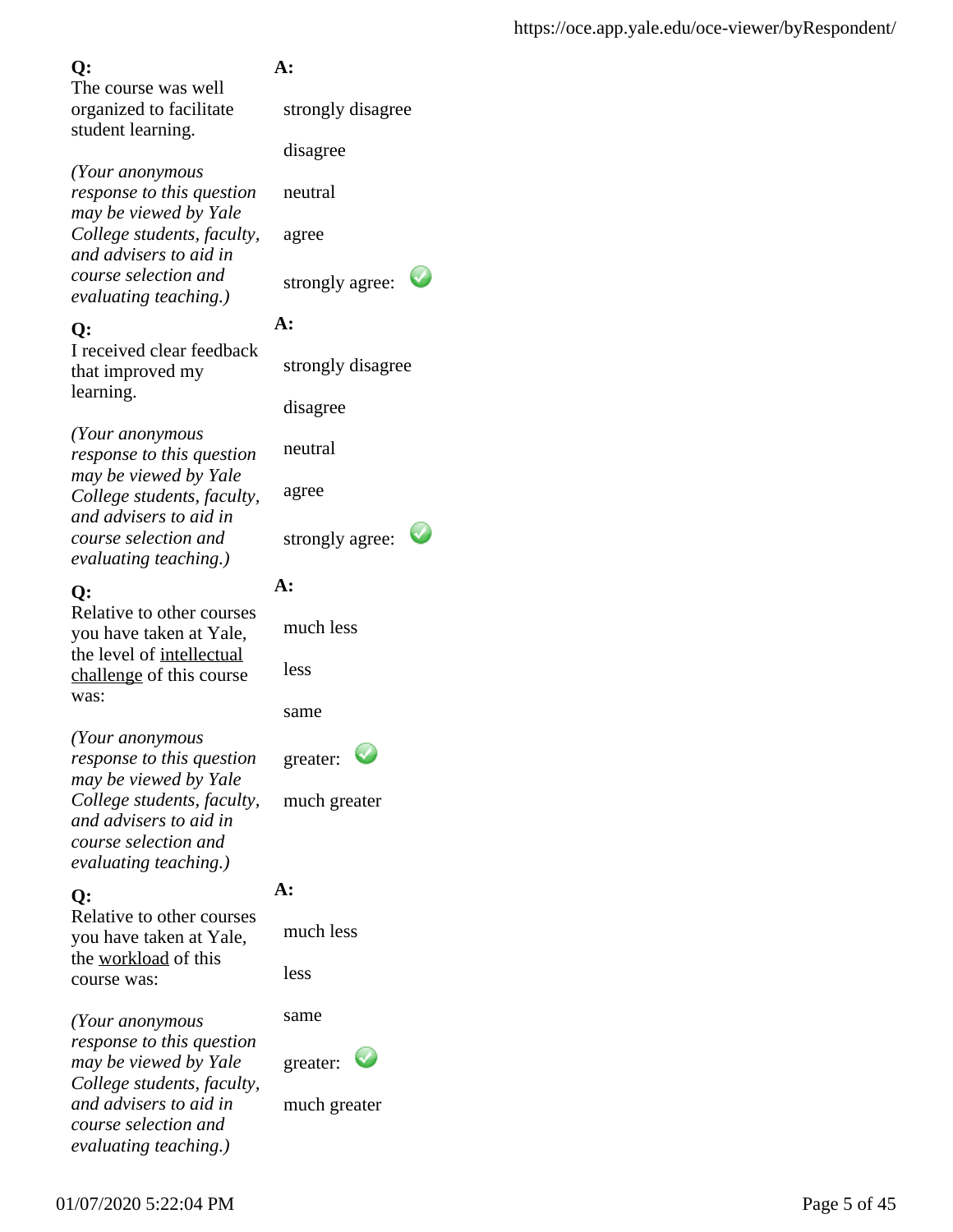**Q:**
The course was well organized to facilitate student learning.

*(Your anonymous response to this question may be viewed by Yale College students, faculty, and advisers to aid in course selection and evaluating teaching.)*

**A:**

- strongly disagree
- disagree
- neutral
- agree
- strongly agree: ✓

**Q:**
I received clear feedback that improved my learning.

*(Your anonymous response to this question may be viewed by Yale College students, faculty, and advisers to aid in course selection and evaluating teaching.)*

**A:**

- strongly disagree
- disagree
- neutral
- agree
- strongly agree: ✓

**Q:**
Relative to other courses you have taken at Yale, the level of intellectual challenge of this course was:

*(Your anonymous response to this question may be viewed by Yale College students, faculty, and advisers to aid in course selection and evaluating teaching.)*

**A:**

- much less
- less
- same
- greater: ✓
- much greater

**Q:**
Relative to other courses you have taken at Yale, the workload of this course was:

*(Your anonymous response to this question may be viewed by Yale College students, faculty, and advisers to aid in course selection and evaluating teaching.)*

**A:**

- much less
- less
- same
- greater: ✓
- much greater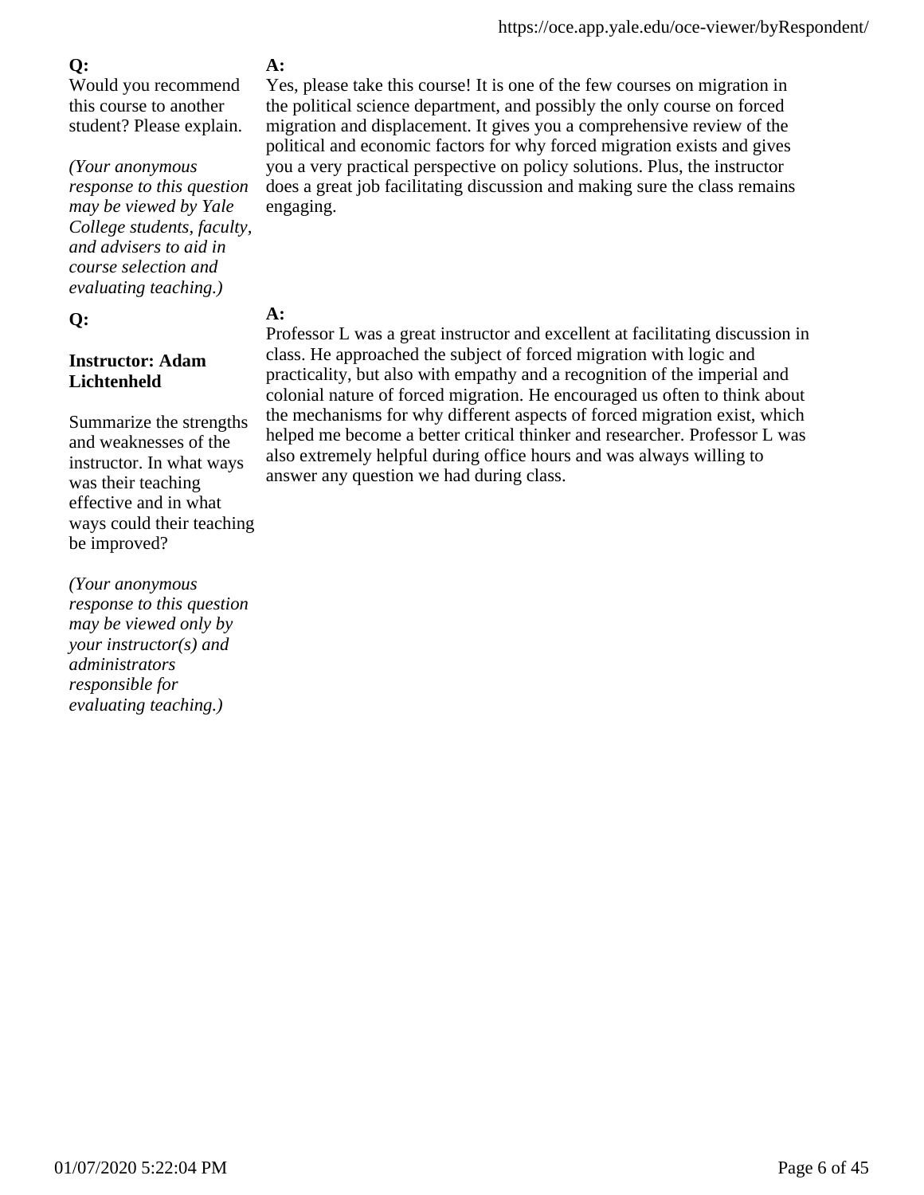**Q:**

Would you recommend this course to another student? Please explain.

*(Your anonymous response to this question may be viewed by Yale College students, faculty, and advisers to aid in course selection and evaluating teaching.)*

**A:**

Yes, please take this course! It is one of the few courses on migration in the political science department, and possibly the only course on forced migration and displacement. It gives you a comprehensive review of the political and economic factors for why forced migration exists and gives you a very practical perspective on policy solutions. Plus, the instructor does a great job facilitating discussion and making sure the class remains engaging.

**Q:**

**Instructor: Adam Lichtenheld**

Summarize the strengths and weaknesses of the instructor. In what ways was their teaching effective and in what ways could their teaching be improved?

*(Your anonymous response to this question may be viewed only by your instructor(s) and administrators responsible for evaluating teaching.)*

**A:**

Professor L was a great instructor and excellent at facilitating discussion in class. He approached the subject of forced migration with logic and practicality, but also with empathy and a recognition of the imperial and colonial nature of forced migration. He encouraged us often to think about the mechanisms for why different aspects of forced migration exist, which helped me become a better critical thinker and researcher. Professor L was also extremely helpful during office hours and was always willing to answer any question we had during class.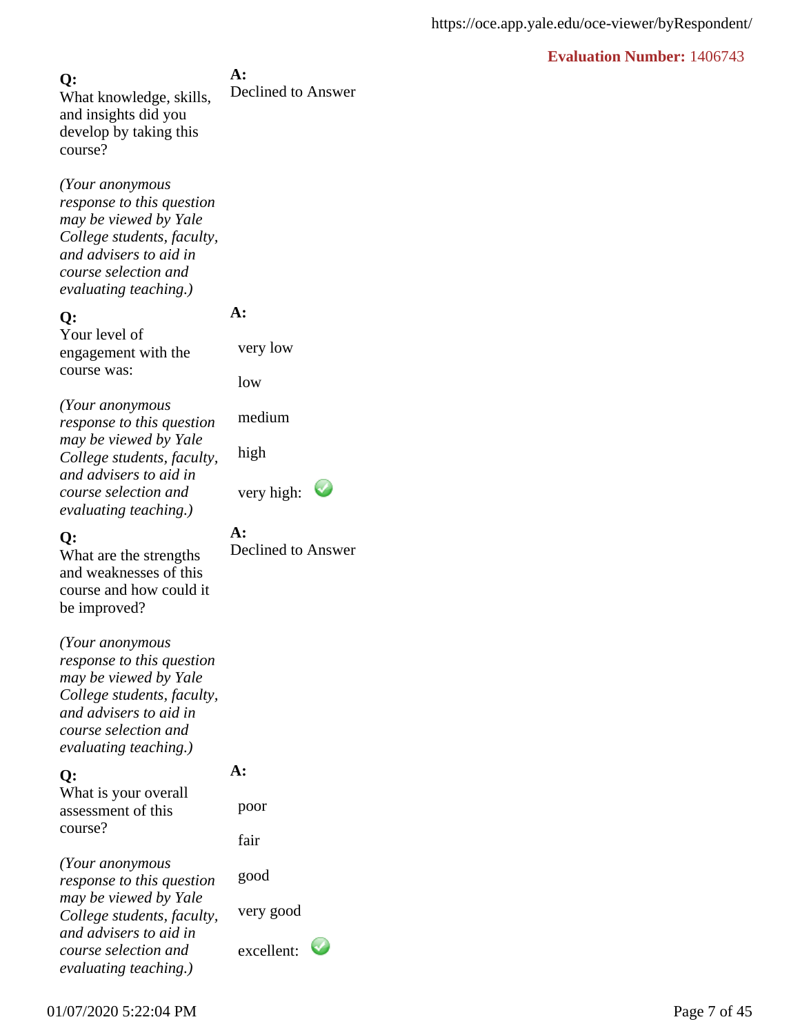**Evaluation Number:** 1406743

**Q:**
What knowledge, skills, and insights did you develop by taking this course?

*(Your anonymous response to this question may be viewed by Yale College students, faculty, and advisers to aid in course selection and evaluating teaching.)*

**A:**
Declined to Answer

**Q:**
Your level of engagement with the course was:

*(Your anonymous response to this question may be viewed by Yale College students, faculty, and advisers to aid in course selection and evaluating teaching.)*

**A:**

very low

low

medium

high

very high: ✓

**Q:**
What are the strengths and weaknesses of this course and how could it be improved?

*(Your anonymous response to this question may be viewed by Yale College students, faculty, and advisers to aid in course selection and evaluating teaching.)*

**A:**
Declined to Answer

**Q:**
What is your overall assessment of this course?

*(Your anonymous response to this question may be viewed by Yale College students, faculty, and advisers to aid in course selection and evaluating teaching.)*

**A:**

poor

fair

good

very good

excellent: ✓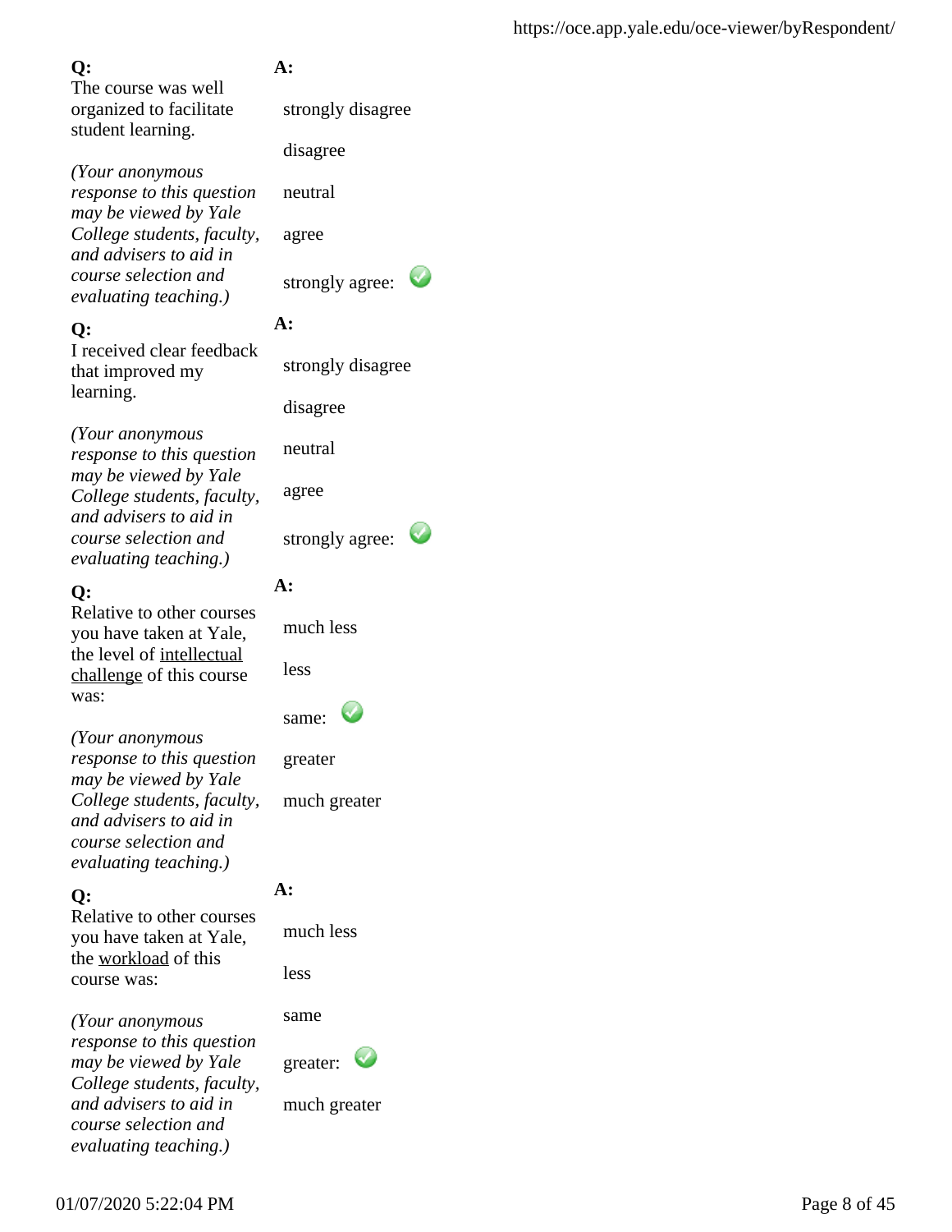**Q:**
The course was well organized to facilitate student learning.

*(Your anonymous response to this question may be viewed by Yale College students, faculty, and advisers to aid in course selection and evaluating teaching.)*

**A:**

- strongly disagree
- disagree
- neutral
- agree
- strongly agree: ✓

**Q:**
I received clear feedback that improved my learning.

*(Your anonymous response to this question may be viewed by Yale College students, faculty, and advisers to aid in course selection and evaluating teaching.)*

**A:**

- strongly disagree
- disagree
- neutral
- agree
- strongly agree: ✓

**Q:**
Relative to other courses you have taken at Yale, the level of <u>intellectual challenge</u> of this course was:

*(Your anonymous response to this question may be viewed by Yale College students, faculty, and advisers to aid in course selection and evaluating teaching.)*

**A:**

- much less
- less
- same: ✓
- greater
- much greater

**Q:**
Relative to other courses you have taken at Yale, the <u>workload</u> of this course was:

*(Your anonymous response to this question may be viewed by Yale College students, faculty, and advisers to aid in course selection and evaluating teaching.)*

**A:**

- much less
- less
- same
- greater: ✓
- much greater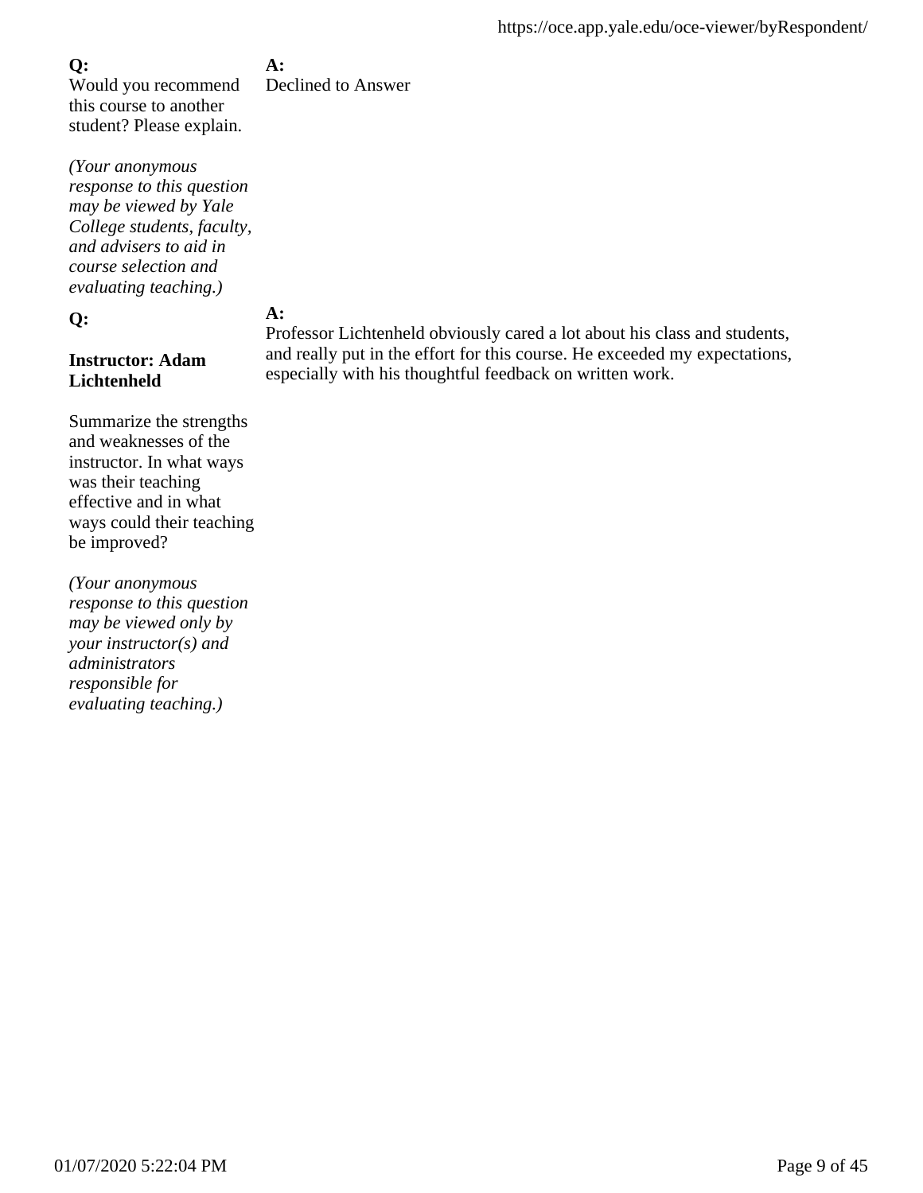**Q:**
Would you recommend this course to another student? Please explain.

*(Your anonymous response to this question may be viewed by Yale College students, faculty, and advisers to aid in course selection and evaluating teaching.)*

**A:**
Declined to Answer

**Q:**

**Instructor: Adam Lichtenheld**

Summarize the strengths and weaknesses of the instructor. In what ways was their teaching effective and in what ways could their teaching be improved?

*(Your anonymous response to this question may be viewed only by your instructor(s) and administrators responsible for evaluating teaching.)*

**A:**
Professor Lichtenheld obviously cared a lot about his class and students, and really put in the effort for this course. He exceeded my expectations, especially with his thoughtful feedback on written work.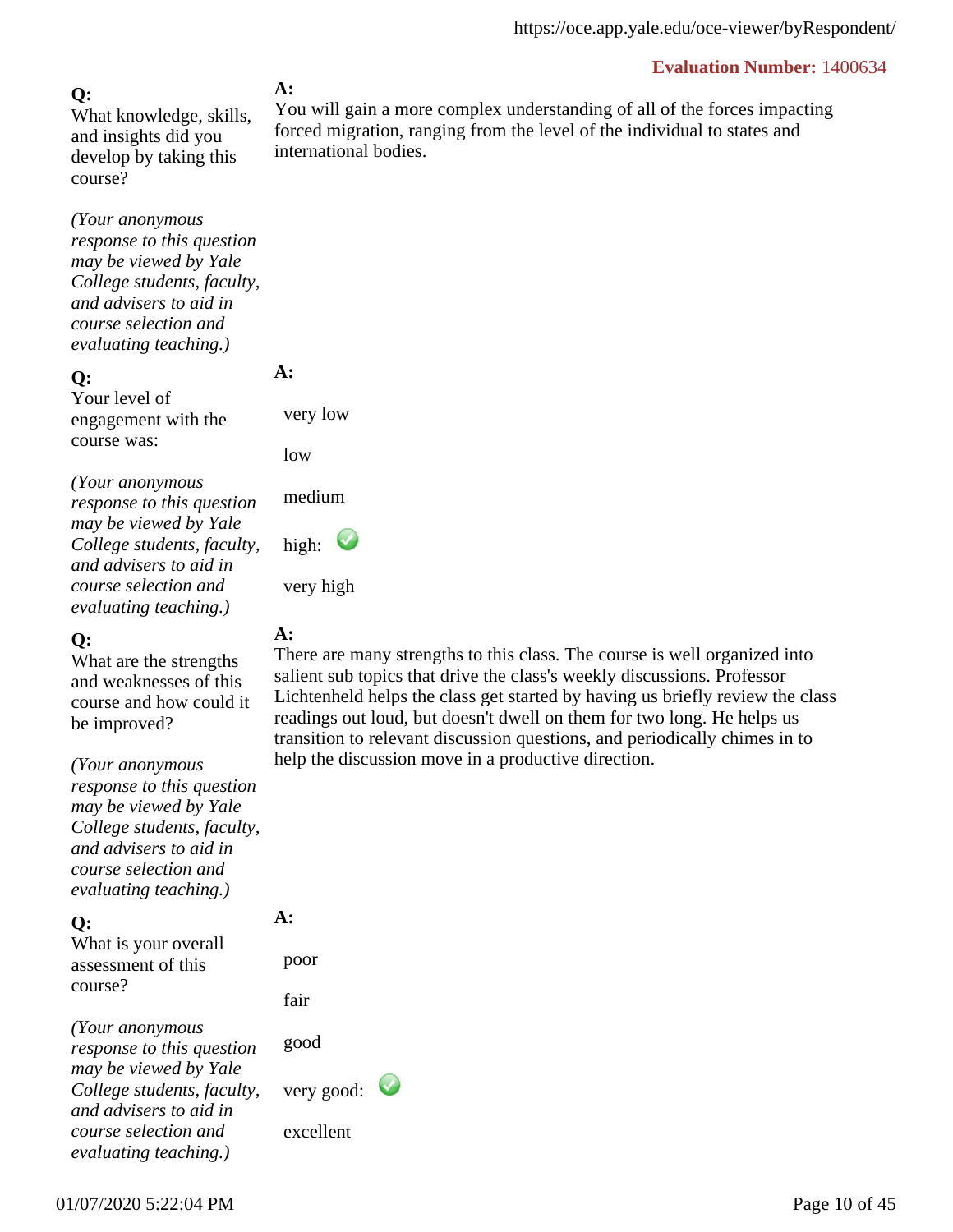**Evaluation Number:** 1400634

**Q:**
What knowledge, skills, and insights did you develop by taking this course?

*(Your anonymous response to this question may be viewed by Yale College students, faculty, and advisers to aid in course selection and evaluating teaching.)*

**A:**
You will gain a more complex understanding of all of the forces impacting forced migration, ranging from the level of the individual to states and international bodies.

**Q:**
Your level of engagement with the course was:

*(Your anonymous response to this question may be viewed by Yale College students, faculty, and advisers to aid in course selection and evaluating teaching.)*

**A:**

- very low
- low
- medium
- high: ✓
- very high

**Q:**
What are the strengths and weaknesses of this course and how could it be improved?

*(Your anonymous response to this question may be viewed by Yale College students, faculty, and advisers to aid in course selection and evaluating teaching.)*

**A:**
There are many strengths to this class. The course is well organized into salient sub topics that drive the class's weekly discussions. Professor Lichtenheld helps the class get started by having us briefly review the class readings out loud, but doesn't dwell on them for two long. He helps us transition to relevant discussion questions, and periodically chimes in to help the discussion move in a productive direction.

**Q:**
What is your overall assessment of this course?

*(Your anonymous response to this question may be viewed by Yale College students, faculty, and advisers to aid in course selection and evaluating teaching.)*

**A:**

- poor
- fair
- good
- very good: ✓
- excellent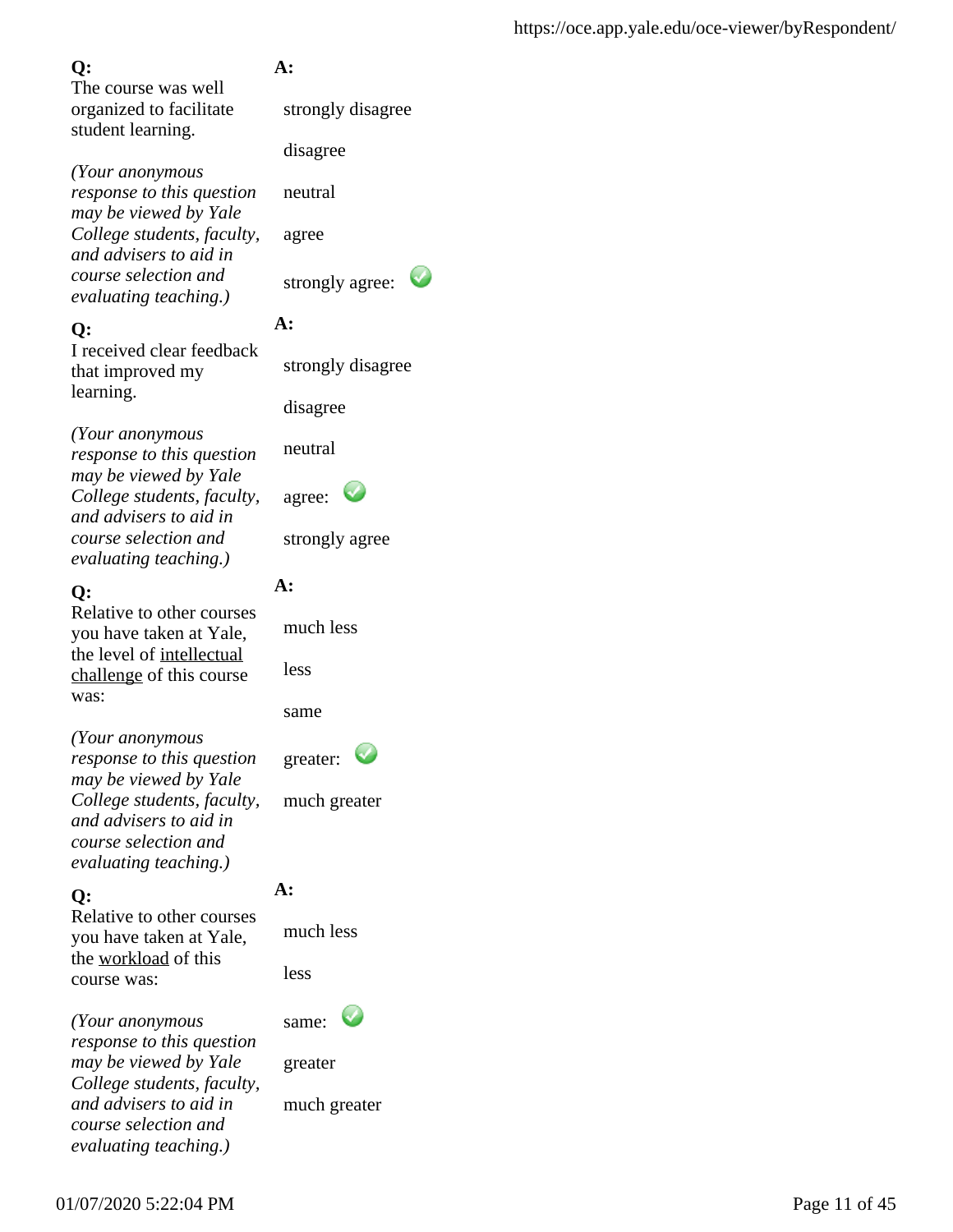**Q:**
The course was well organized to facilitate student learning.

*(Your anonymous response to this question may be viewed by Yale College students, faculty, and advisers to aid in course selection and evaluating teaching.)*

**A:**

- strongly disagree
- disagree
- neutral
- agree
- strongly agree: ✓

**Q:**
I received clear feedback that improved my learning.

*(Your anonymous response to this question may be viewed by Yale College students, faculty, and advisers to aid in course selection and evaluating teaching.)*

**A:**

- strongly disagree
- disagree
- neutral
- agree: ✓
- strongly agree

**Q:**
Relative to other courses you have taken at Yale, the level of <u>intellectual challenge</u> of this course was:

*(Your anonymous response to this question may be viewed by Yale College students, faculty, and advisers to aid in course selection and evaluating teaching.)*

**A:**

- much less
- less
- same
- greater: ✓
- much greater

**Q:**
Relative to other courses you have taken at Yale, the <u>workload</u> of this course was:

*(Your anonymous response to this question may be viewed by Yale College students, faculty, and advisers to aid in course selection and evaluating teaching.)*

**A:**

- much less
- less
- same: ✓
- greater
- much greater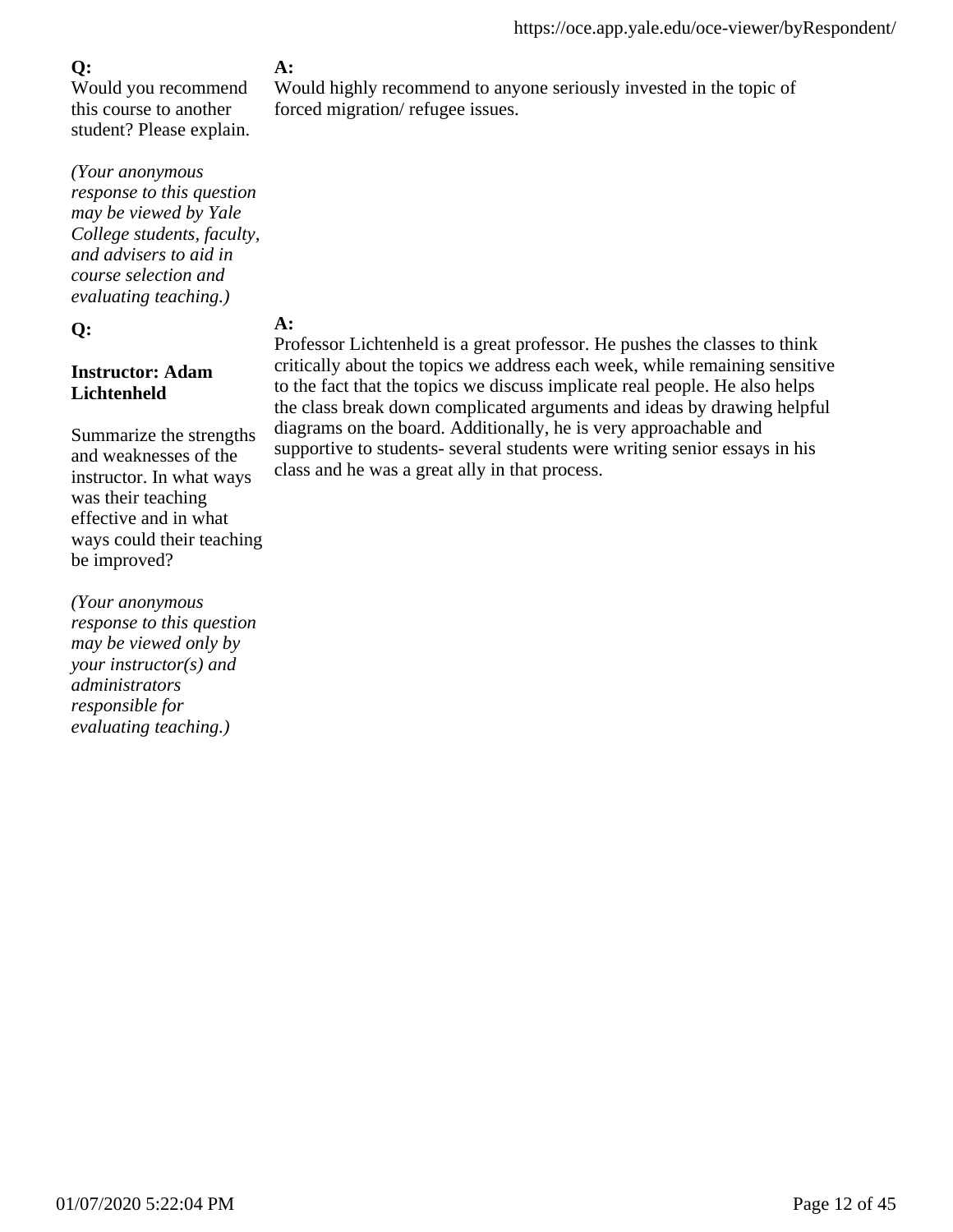**Q:**
Would you recommend this course to another student? Please explain.

*(Your anonymous response to this question may be viewed by Yale College students, faculty, and advisers to aid in course selection and evaluating teaching.)*

**A:**
Would highly recommend to anyone seriously invested in the topic of forced migration/ refugee issues.

**Q:**

**Instructor: Adam Lichtenheld**

Summarize the strengths and weaknesses of the instructor. In what ways was their teaching effective and in what ways could their teaching be improved?

*(Your anonymous response to this question may be viewed only by your instructor(s) and administrators responsible for evaluating teaching.)*

**A:**
Professor Lichtenheld is a great professor. He pushes the classes to think critically about the topics we address each week, while remaining sensitive to the fact that the topics we discuss implicate real people. He also helps the class break down complicated arguments and ideas by drawing helpful diagrams on the board. Additionally, he is very approachable and supportive to students- several students were writing senior essays in his class and he was a great ally in that process.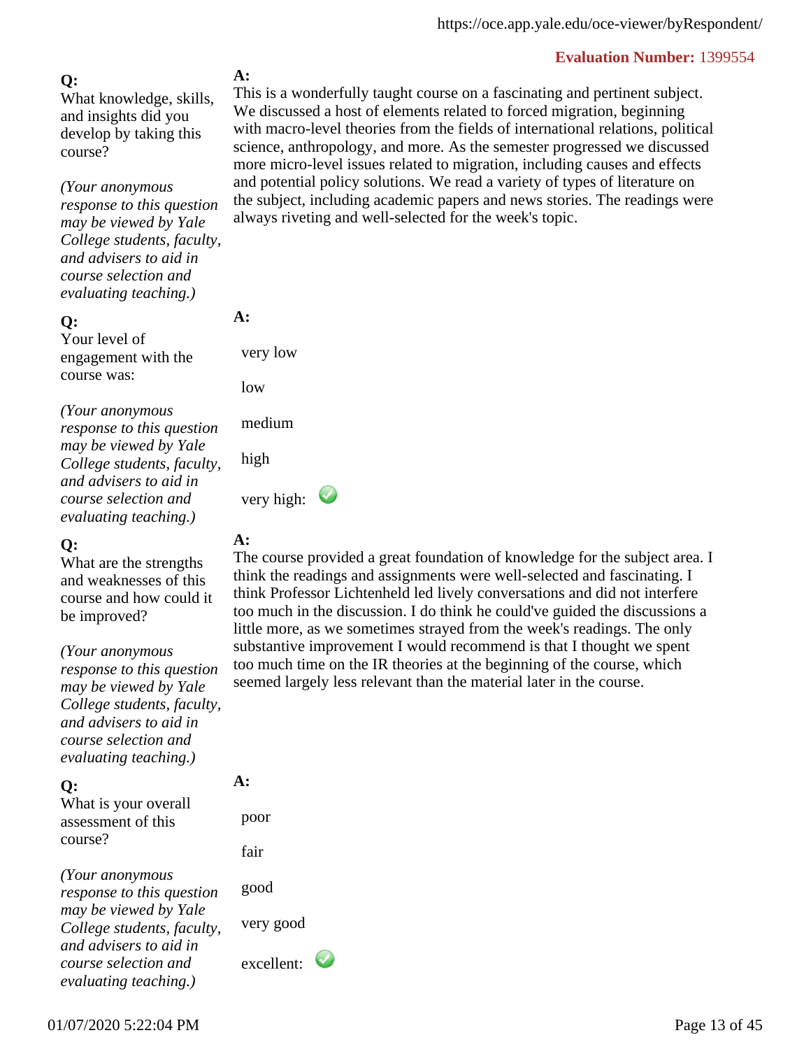**Evaluation Number:** 1399554

**Q:**
What knowledge, skills, and insights did you develop by taking this course?

*(Your anonymous response to this question may be viewed by Yale College students, faculty, and advisers to aid in course selection and evaluating teaching.)*

**A:**
This is a wonderfully taught course on a fascinating and pertinent subject. We discussed a host of elements related to forced migration, beginning with macro-level theories from the fields of international relations, political science, anthropology, and more. As the semester progressed we discussed more micro-level issues related to migration, including causes and effects and potential policy solutions. We read a variety of types of literature on the subject, including academic papers and news stories. The readings were always riveting and well-selected for the week's topic.

**Q:**
Your level of engagement with the course was:

*(Your anonymous response to this question may be viewed by Yale College students, faculty, and advisers to aid in course selection and evaluating teaching.)*

**A:**

- very low
- low
- medium
- high
- very high: ✓

**Q:**
What are the strengths and weaknesses of this course and how could it be improved?

*(Your anonymous response to this question may be viewed by Yale College students, faculty, and advisers to aid in course selection and evaluating teaching.)*

**A:**
The course provided a great foundation of knowledge for the subject area. I think the readings and assignments were well-selected and fascinating. I think Professor Lichtenheld led lively conversations and did not interfere too much in the discussion. I do think he could've guided the discussions a little more, as we sometimes strayed from the week's readings. The only substantive improvement I would recommend is that I thought we spent too much time on the IR theories at the beginning of the course, which seemed largely less relevant than the material later in the course.

**Q:**
What is your overall assessment of this course?

*(Your anonymous response to this question may be viewed by Yale College students, faculty, and advisers to aid in course selection and evaluating teaching.)*

**A:**

- poor
- fair
- good
- very good
- excellent: ✓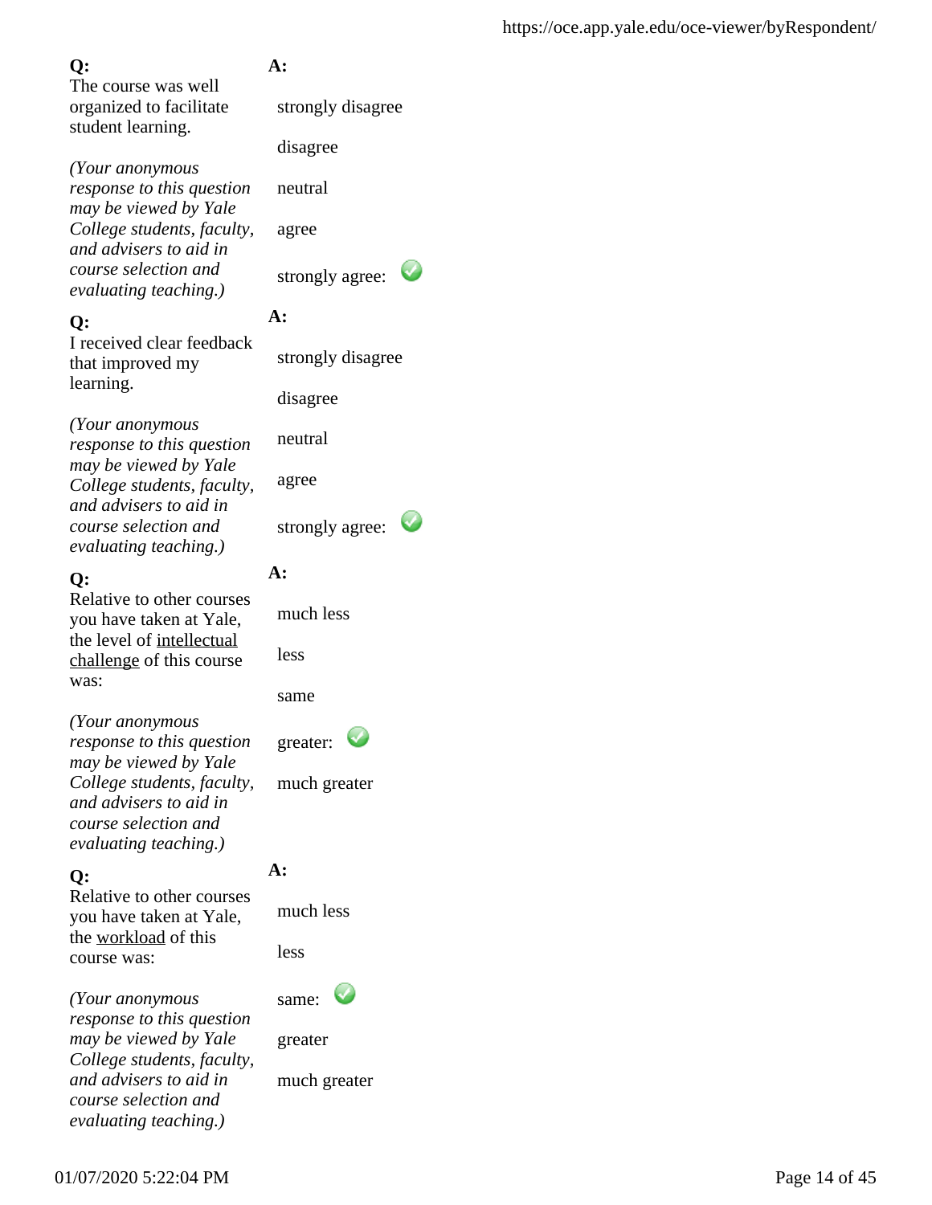**Q:**
The course was well organized to facilitate student learning.

*(Your anonymous response to this question may be viewed by Yale College students, faculty, and advisers to aid in course selection and evaluating teaching.)*

**A:**

- strongly disagree
- disagree
- neutral
- agree
- strongly agree: ✓

**Q:**
I received clear feedback that improved my learning.

*(Your anonymous response to this question may be viewed by Yale College students, faculty, and advisers to aid in course selection and evaluating teaching.)*

**A:**

- strongly disagree
- disagree
- neutral
- agree
- strongly agree: ✓

**Q:**
Relative to other courses you have taken at Yale, the level of intellectual challenge of this course was:

*(Your anonymous response to this question may be viewed by Yale College students, faculty, and advisers to aid in course selection and evaluating teaching.)*

**A:**

- much less
- less
- same
- greater: ✓
- much greater

**Q:**
Relative to other courses you have taken at Yale, the workload of this course was:

*(Your anonymous response to this question may be viewed by Yale College students, faculty, and advisers to aid in course selection and evaluating teaching.)*

**A:**

- much less
- less
- same: ✓
- greater
- much greater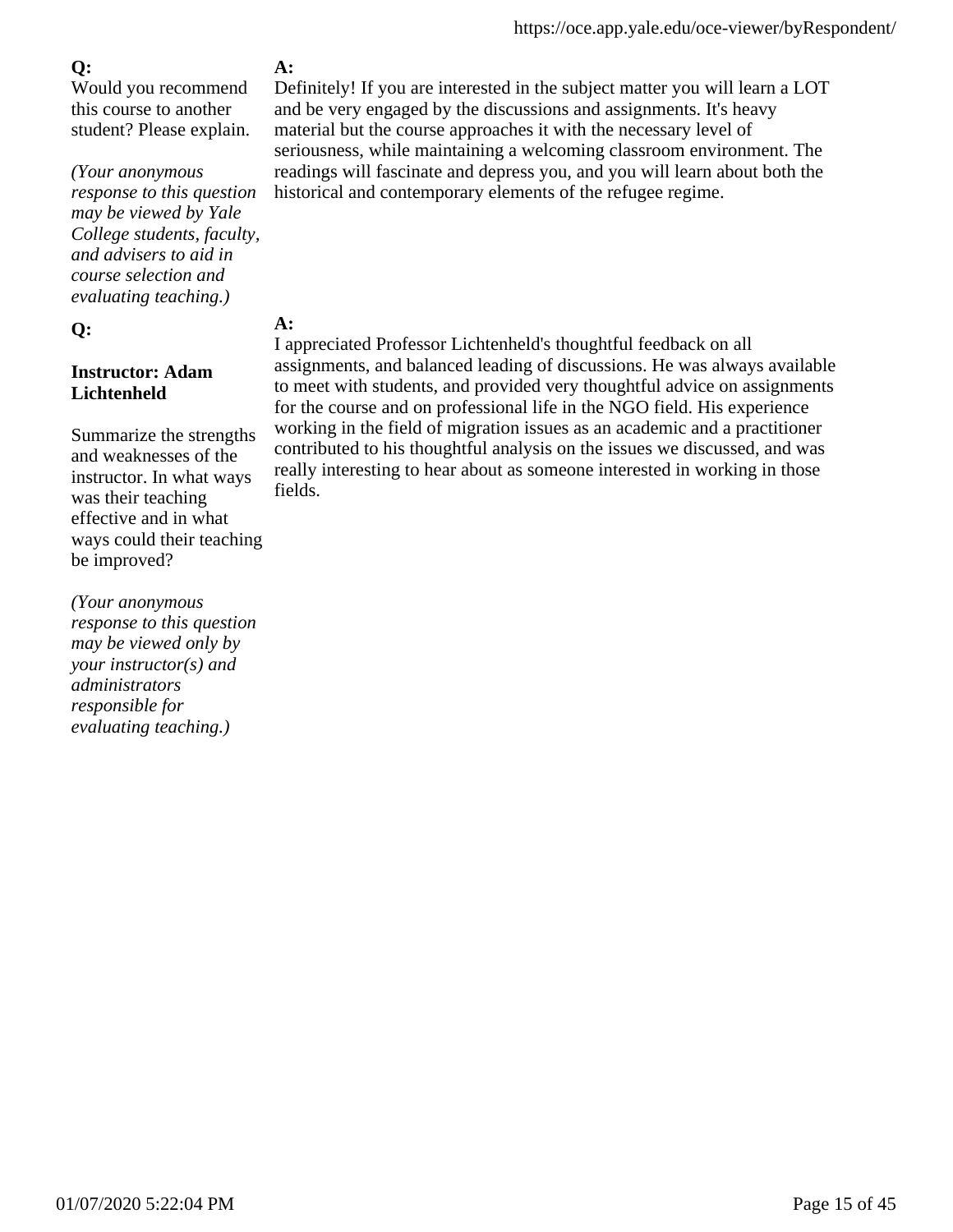**Q:**
Would you recommend this course to another student? Please explain.

*(Your anonymous response to this question may be viewed by Yale College students, faculty, and advisers to aid in course selection and evaluating teaching.)*

**A:**
Definitely! If you are interested in the subject matter you will learn a LOT and be very engaged by the discussions and assignments. It's heavy material but the course approaches it with the necessary level of seriousness, while maintaining a welcoming classroom environment. The readings will fascinate and depress you, and you will learn about both the historical and contemporary elements of the refugee regime.

**Q:**

**Instructor: Adam Lichtenheld**

Summarize the strengths and weaknesses of the instructor. In what ways was their teaching effective and in what ways could their teaching be improved?

*(Your anonymous response to this question may be viewed only by your instructor(s) and administrators responsible for evaluating teaching.)*

**A:**
I appreciated Professor Lichtenheld's thoughtful feedback on all assignments, and balanced leading of discussions. He was always available to meet with students, and provided very thoughtful advice on assignments for the course and on professional life in the NGO field. His experience working in the field of migration issues as an academic and a practitioner contributed to his thoughtful analysis on the issues we discussed, and was really interesting to hear about as someone interested in working in those fields.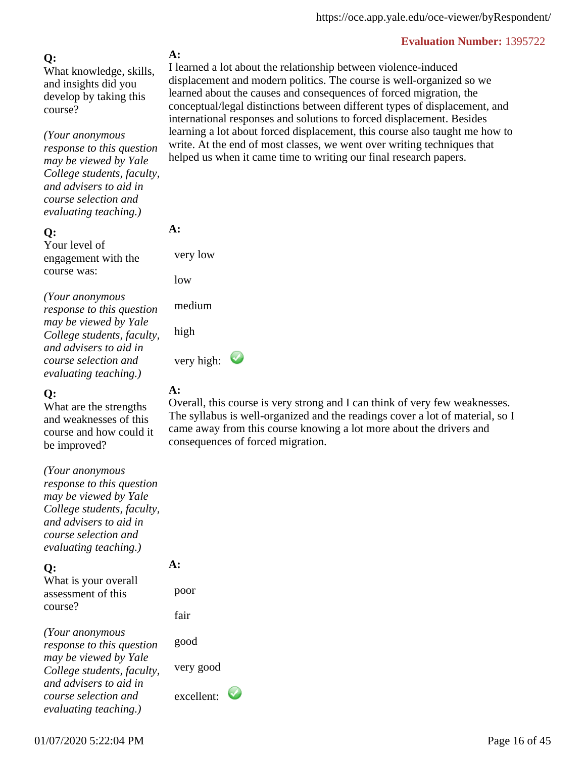**Evaluation Number:** 1395722

**Q:**
What knowledge, skills, and insights did you develop by taking this course?

*(Your anonymous response to this question may be viewed by Yale College students, faculty, and advisers to aid in course selection and evaluating teaching.)*

**A:**
I learned a lot about the relationship between violence-induced displacement and modern politics. The course is well-organized so we learned about the causes and consequences of forced migration, the conceptual/legal distinctions between different types of displacement, and international responses and solutions to forced displacement. Besides learning a lot about forced displacement, this course also taught me how to write. At the end of most classes, we went over writing techniques that helped us when it came time to writing our final research papers.

**Q:**
Your level of engagement with the course was:

*(Your anonymous response to this question may be viewed by Yale College students, faculty, and advisers to aid in course selection and evaluating teaching.)*

**A:**

- very low
- low
- medium
- high
- very high: ✓

**Q:**
What are the strengths and weaknesses of this course and how could it be improved?

*(Your anonymous response to this question may be viewed by Yale College students, faculty, and advisers to aid in course selection and evaluating teaching.)*

**A:**
Overall, this course is very strong and I can think of very few weaknesses. The syllabus is well-organized and the readings cover a lot of material, so I came away from this course knowing a lot more about the drivers and consequences of forced migration.

**Q:**
What is your overall assessment of this course?

*(Your anonymous response to this question may be viewed by Yale College students, faculty, and advisers to aid in course selection and evaluating teaching.)*

**A:**

- poor
- fair
- good
- very good
- excellent: ✓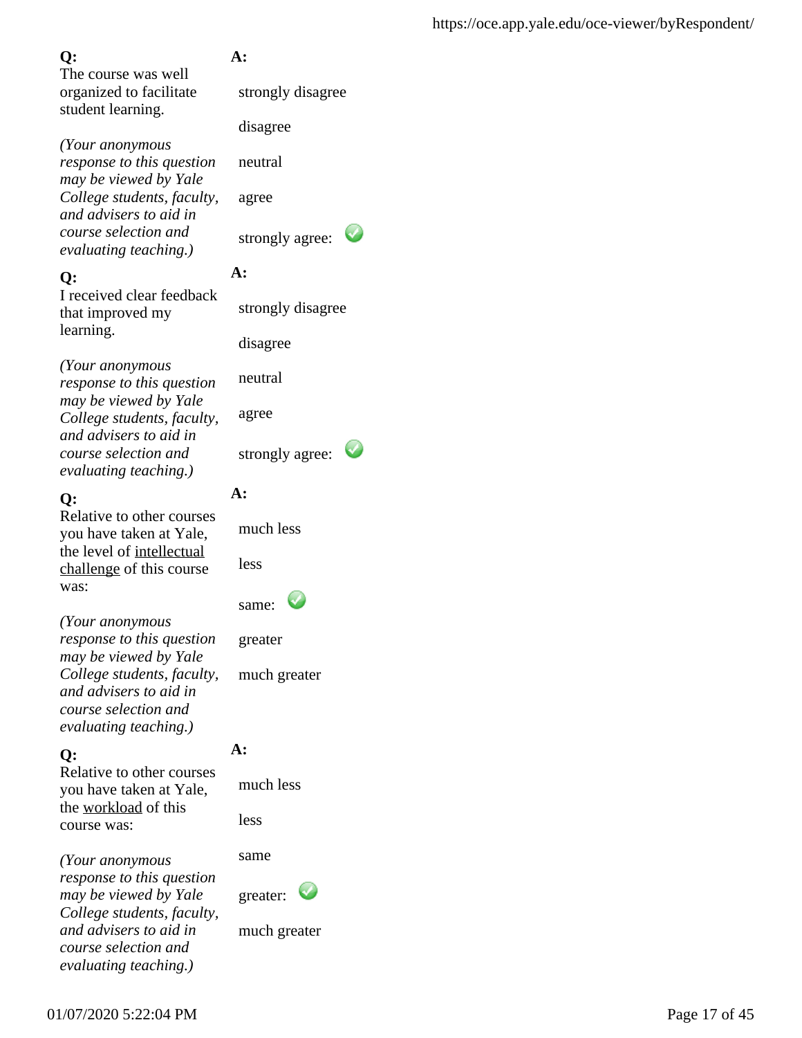**Q:**
The course was well organized to facilitate student learning.

*(Your anonymous response to this question may be viewed by Yale College students, faculty, and advisers to aid in course selection and evaluating teaching.)*

**A:**

- strongly disagree
- disagree
- neutral
- agree
- strongly agree: ✓

**Q:**
I received clear feedback that improved my learning.

*(Your anonymous response to this question may be viewed by Yale College students, faculty, and advisers to aid in course selection and evaluating teaching.)*

**A:**

- strongly disagree
- disagree
- neutral
- agree
- strongly agree: ✓

**Q:**
Relative to other courses you have taken at Yale, the level of intellectual challenge of this course was:

*(Your anonymous response to this question may be viewed by Yale College students, faculty, and advisers to aid in course selection and evaluating teaching.)*

**A:**

- much less
- less
- same: ✓
- greater
- much greater

**Q:**
Relative to other courses you have taken at Yale, the workload of this course was:

*(Your anonymous response to this question may be viewed by Yale College students, faculty, and advisers to aid in course selection and evaluating teaching.)*

**A:**

- much less
- less
- same
- greater: ✓
- much greater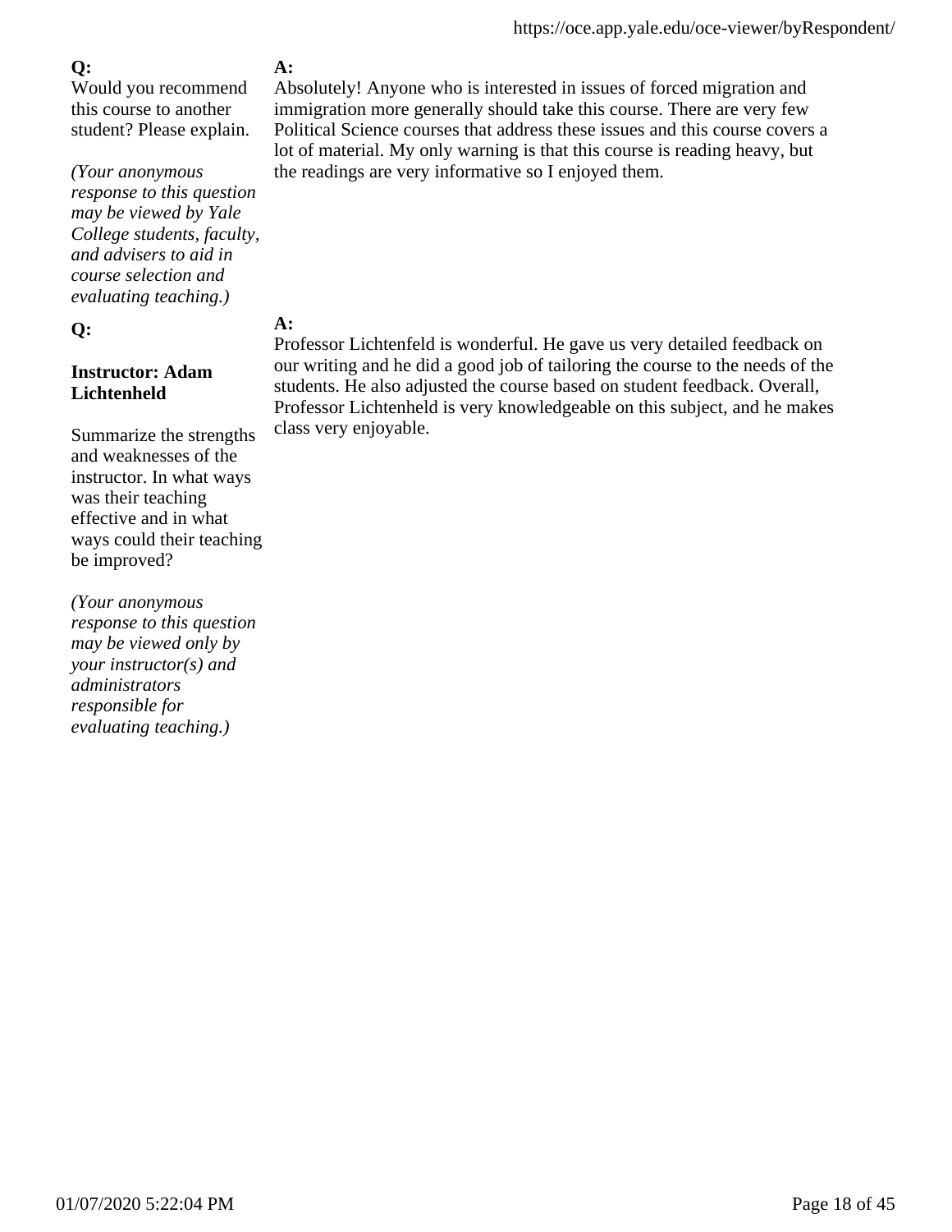**Q:**
Would you recommend this course to another student? Please explain.

*(Your anonymous response to this question may be viewed by Yale College students, faculty, and advisers to aid in course selection and evaluating teaching.)*

**A:**
Absolutely! Anyone who is interested in issues of forced migration and immigration more generally should take this course. There are very few Political Science courses that address these issues and this course covers a lot of material. My only warning is that this course is reading heavy, but the readings are very informative so I enjoyed them.

**Q:**

**Instructor: Adam Lichtenheld**

Summarize the strengths and weaknesses of the instructor. In what ways was their teaching effective and in what ways could their teaching be improved?

*(Your anonymous response to this question may be viewed only by your instructor(s) and administrators responsible for evaluating teaching.)*

**A:**
Professor Lichtenfeld is wonderful. He gave us very detailed feedback on our writing and he did a good job of tailoring the course to the needs of the students. He also adjusted the course based on student feedback. Overall, Professor Lichtenheld is very knowledgeable on this subject, and he makes class very enjoyable.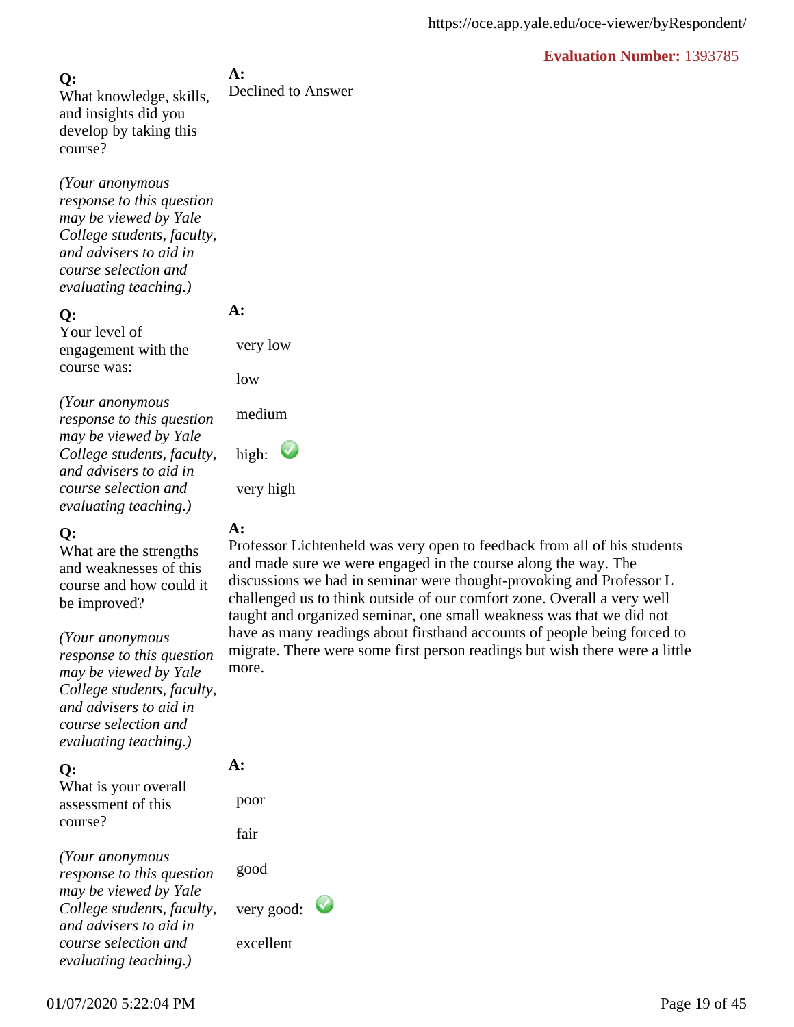**Evaluation Number:** 1393785

**Q:**
What knowledge, skills, and insights did you develop by taking this course?

*(Your anonymous response to this question may be viewed by Yale College students, faculty, and advisers to aid in course selection and evaluating teaching.)*

**A:**
Declined to Answer

**Q:**
Your level of engagement with the course was:

*(Your anonymous response to this question may be viewed by Yale College students, faculty, and advisers to aid in course selection and evaluating teaching.)*

**A:**

- very low
- low
- medium
- high: ✓
- very high

**Q:**
What are the strengths and weaknesses of this course and how could it be improved?

*(Your anonymous response to this question may be viewed by Yale College students, faculty, and advisers to aid in course selection and evaluating teaching.)*

**A:**
Professor Lichtenheld was very open to feedback from all of his students and made sure we were engaged in the course along the way. The discussions we had in seminar were thought-provoking and Professor L challenged us to think outside of our comfort zone. Overall a very well taught and organized seminar, one small weakness was that we did not have as many readings about firsthand accounts of people being forced to migrate. There were some first person readings but wish there were a little more.

**Q:**
What is your overall assessment of this course?

*(Your anonymous response to this question may be viewed by Yale College students, faculty, and advisers to aid in course selection and evaluating teaching.)*

**A:**

- poor
- fair
- good
- very good: ✓
- excellent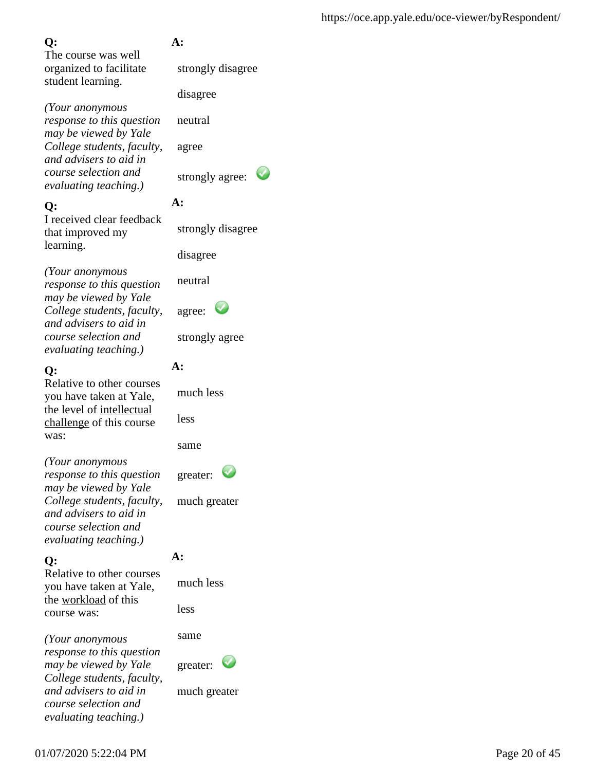**Q:**
The course was well organized to facilitate student learning.

*(Your anonymous response to this question may be viewed by Yale College students, faculty, and advisers to aid in course selection and evaluating teaching.)*

**A:**

strongly disagree

disagree

neutral

agree

strongly agree: ✓

**Q:**
I received clear feedback that improved my learning.

*(Your anonymous response to this question may be viewed by Yale College students, faculty, and advisers to aid in course selection and evaluating teaching.)*

**A:**

strongly disagree

disagree

neutral

agree: ✓

strongly agree

**Q:**
Relative to other courses you have taken at Yale, the level of intellectual challenge of this course was:

*(Your anonymous response to this question may be viewed by Yale College students, faculty, and advisers to aid in course selection and evaluating teaching.)*

**A:**

much less

less

same

greater: ✓

much greater

**Q:**
Relative to other courses you have taken at Yale, the workload of this course was:

*(Your anonymous response to this question may be viewed by Yale College students, faculty, and advisers to aid in course selection and evaluating teaching.)*

**A:**

much less

less

same

greater: ✓

much greater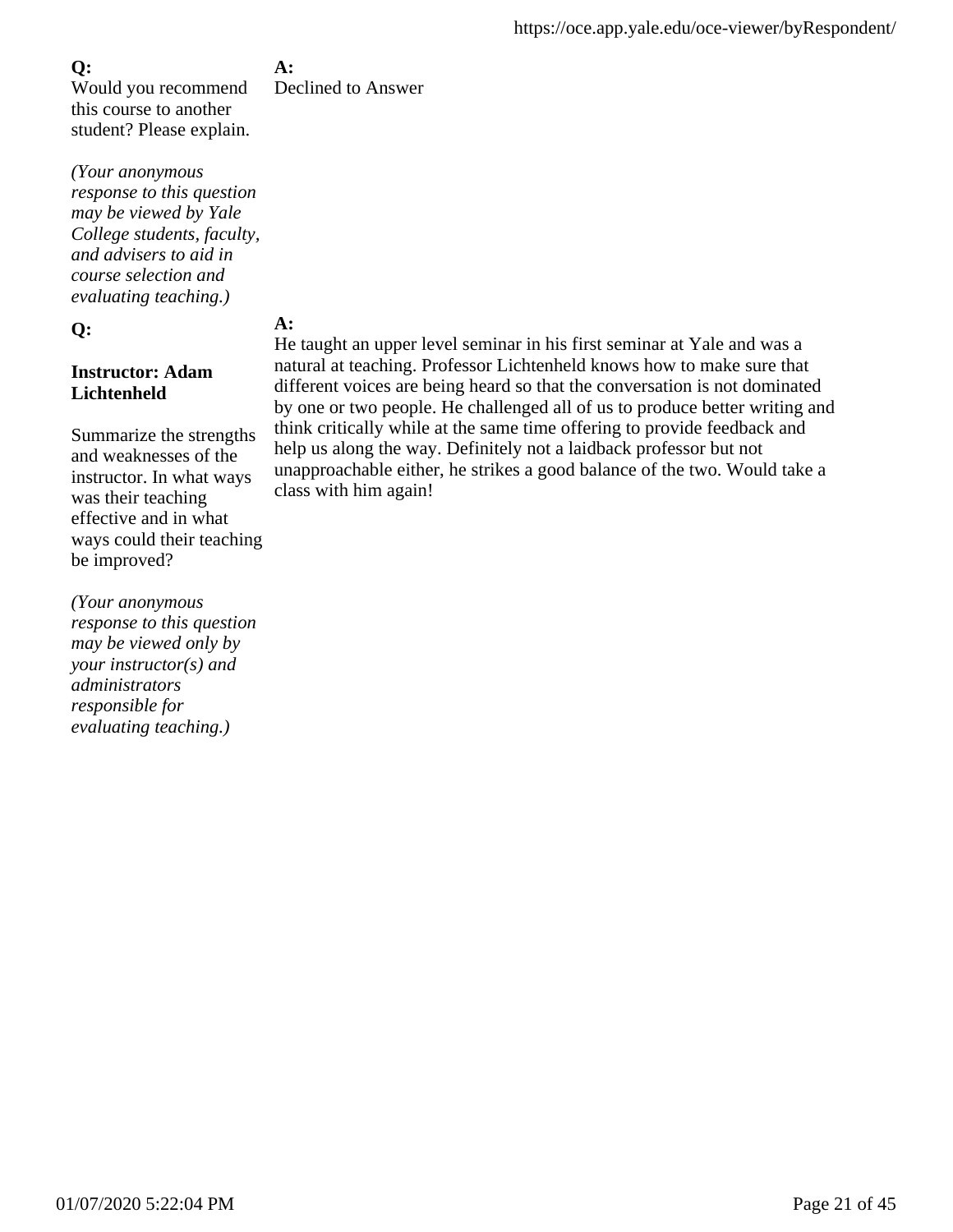**Q:**
Would you recommend this course to another student? Please explain.

*(Your anonymous response to this question may be viewed by Yale College students, faculty, and advisers to aid in course selection and evaluating teaching.)*

**A:**
Declined to Answer

**Q:**

**Instructor: Adam Lichtenheld**

Summarize the strengths and weaknesses of the instructor. In what ways was their teaching effective and in what ways could their teaching be improved?

*(Your anonymous response to this question may be viewed only by your instructor(s) and administrators responsible for evaluating teaching.)*

**A:**
He taught an upper level seminar in his first seminar at Yale and was a natural at teaching. Professor Lichtenheld knows how to make sure that different voices are being heard so that the conversation is not dominated by one or two people. He challenged all of us to produce better writing and think critically while at the same time offering to provide feedback and help us along the way. Definitely not a laidback professor but not unapproachable either, he strikes a good balance of the two. Would take a class with him again!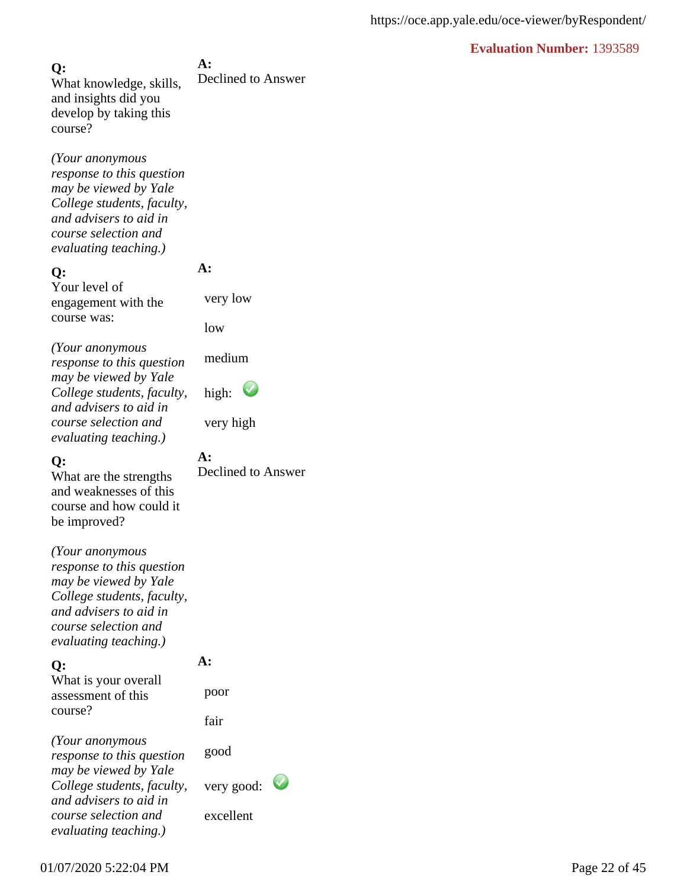**Evaluation Number:** 1393589

**Q:**
What knowledge, skills, and insights did you develop by taking this course?

*(Your anonymous response to this question may be viewed by Yale College students, faculty, and advisers to aid in course selection and evaluating teaching.)*

**A:**
Declined to Answer

**Q:**
Your level of engagement with the course was:

*(Your anonymous response to this question may be viewed by Yale College students, faculty, and advisers to aid in course selection and evaluating teaching.)*

**A:**

- very low
- low
- medium
- high: ✓
- very high

**Q:**
What are the strengths and weaknesses of this course and how could it be improved?

*(Your anonymous response to this question may be viewed by Yale College students, faculty, and advisers to aid in course selection and evaluating teaching.)*

**A:**
Declined to Answer

**Q:**
What is your overall assessment of this course?

*(Your anonymous response to this question may be viewed by Yale College students, faculty, and advisers to aid in course selection and evaluating teaching.)*

**A:**

- poor
- fair
- good
- very good: ✓
- excellent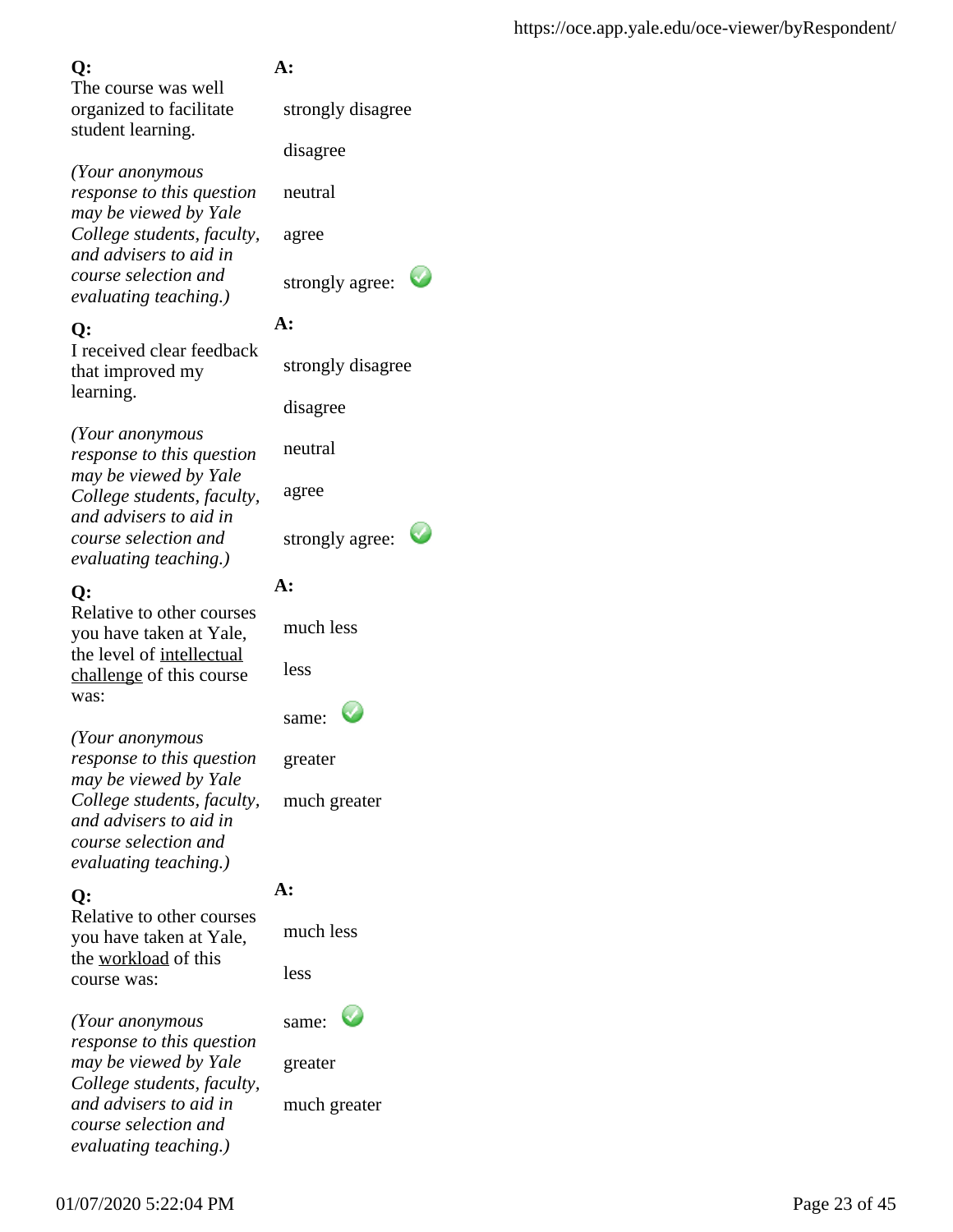**Q:**
The course was well organized to facilitate student learning.

*(Your anonymous response to this question may be viewed by Yale College students, faculty, and advisers to aid in course selection and evaluating teaching.)*

**A:**

- strongly disagree
- disagree
- neutral
- agree
- strongly agree: ✓

**Q:**
I received clear feedback that improved my learning.

*(Your anonymous response to this question may be viewed by Yale College students, faculty, and advisers to aid in course selection and evaluating teaching.)*

**A:**

- strongly disagree
- disagree
- neutral
- agree
- strongly agree: ✓

**Q:**
Relative to other courses you have taken at Yale, the level of intellectual challenge of this course was:

*(Your anonymous response to this question may be viewed by Yale College students, faculty, and advisers to aid in course selection and evaluating teaching.)*

**A:**

- much less
- less
- same: ✓
- greater
- much greater

**Q:**
Relative to other courses you have taken at Yale, the workload of this course was:

*(Your anonymous response to this question may be viewed by Yale College students, faculty, and advisers to aid in course selection and evaluating teaching.)*

**A:**

- much less
- less
- same: ✓
- greater
- much greater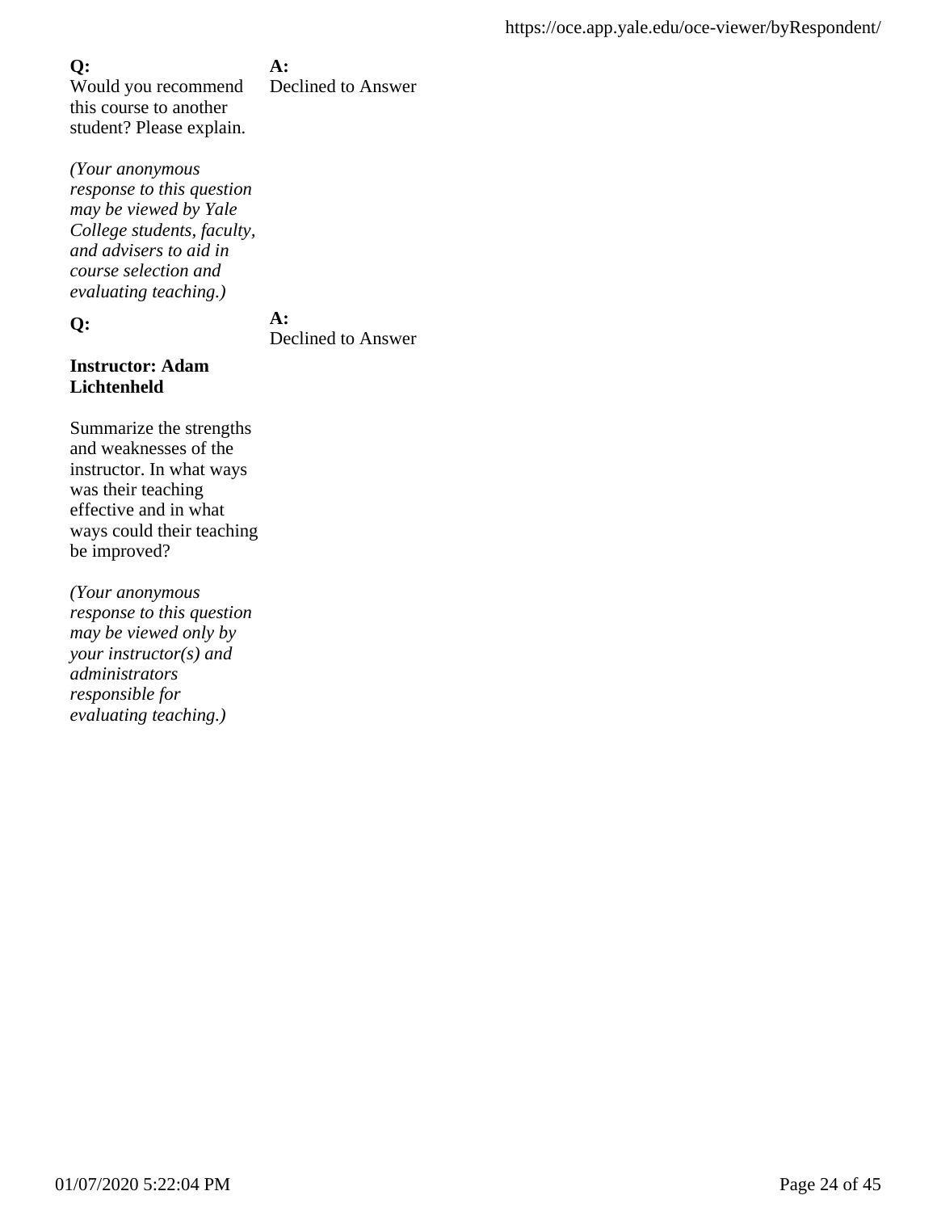**Q:**
Would you recommend this course to another student? Please explain.

*(Your anonymous response to this question may be viewed by Yale College students, faculty, and advisers to aid in course selection and evaluating teaching.)*

**A:**
Declined to Answer

**Q:**

**Instructor: Adam Lichtenheld**

Summarize the strengths and weaknesses of the instructor. In what ways was their teaching effective and in what ways could their teaching be improved?

*(Your anonymous response to this question may be viewed only by your instructor(s) and administrators responsible for evaluating teaching.)*

**A:**
Declined to Answer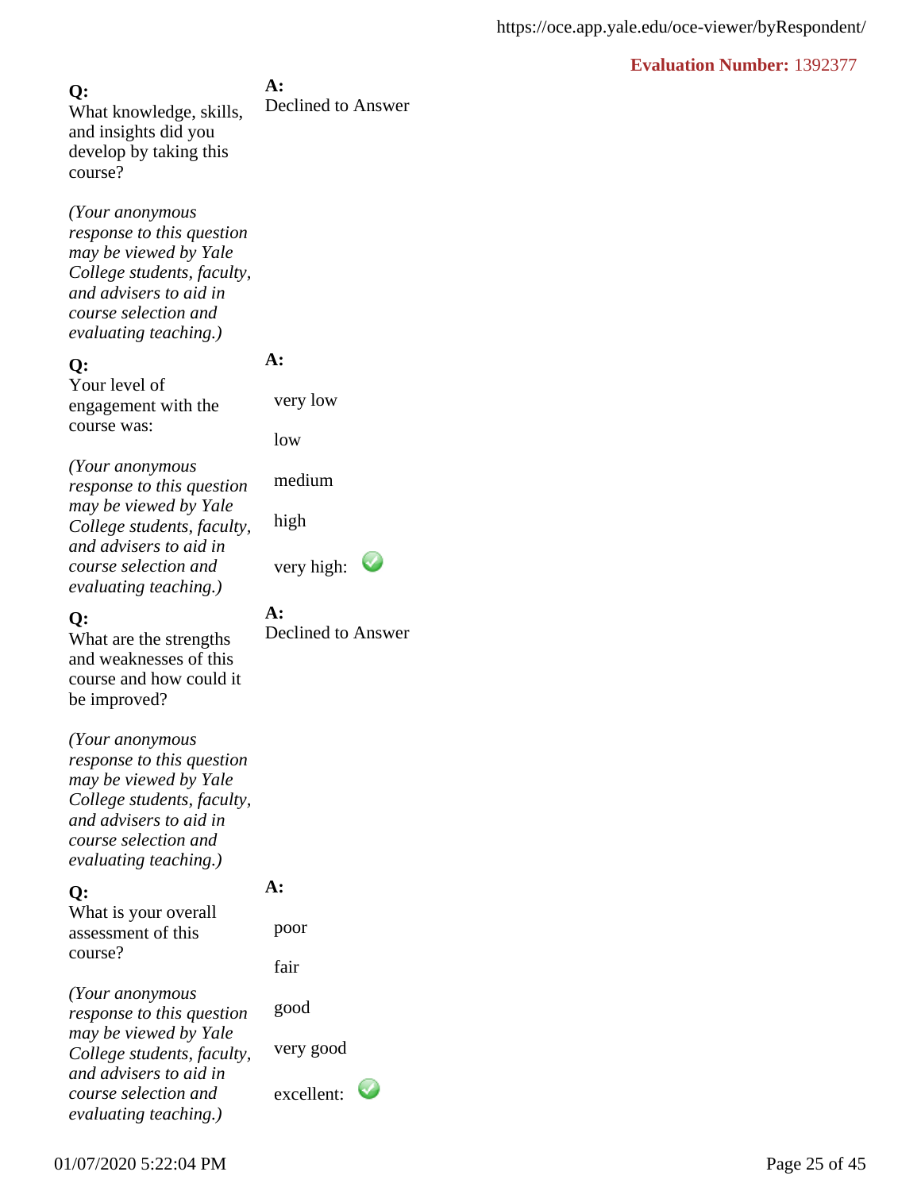**Evaluation Number:** 1392377

**Q:**
What knowledge, skills, and insights did you develop by taking this course?

*(Your anonymous response to this question may be viewed by Yale College students, faculty, and advisers to aid in course selection and evaluating teaching.)*

**A:**
Declined to Answer

**Q:**
Your level of engagement with the course was:

*(Your anonymous response to this question may be viewed by Yale College students, faculty, and advisers to aid in course selection and evaluating teaching.)*

**A:**

very low

low

medium

high

very high: ✓

**Q:**
What are the strengths and weaknesses of this course and how could it be improved?

*(Your anonymous response to this question may be viewed by Yale College students, faculty, and advisers to aid in course selection and evaluating teaching.)*

**A:**
Declined to Answer

**Q:**
What is your overall assessment of this course?

*(Your anonymous response to this question may be viewed by Yale College students, faculty, and advisers to aid in course selection and evaluating teaching.)*

**A:**

poor

fair

good

very good

excellent: ✓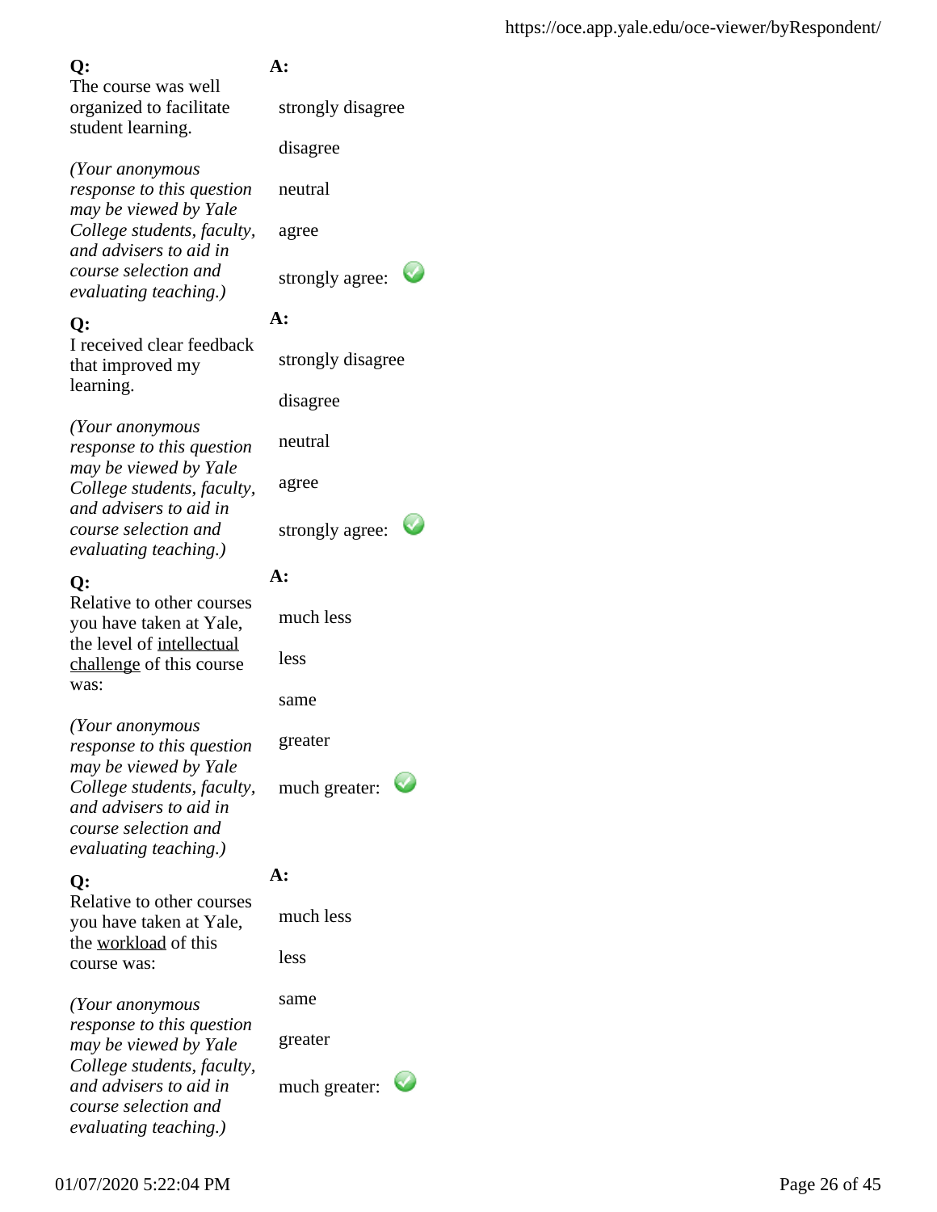**Q:**
The course was well organized to facilitate student learning.

*(Your anonymous response to this question may be viewed by Yale College students, faculty, and advisers to aid in course selection and evaluating teaching.)*

**A:**

strongly disagree

disagree

neutral

agree

strongly agree: ✓

**Q:**
I received clear feedback that improved my learning.

*(Your anonymous response to this question may be viewed by Yale College students, faculty, and advisers to aid in course selection and evaluating teaching.)*

**A:**

strongly disagree

disagree

neutral

agree

strongly agree: ✓

**Q:**
Relative to other courses you have taken at Yale, the level of intellectual challenge of this course was:

*(Your anonymous response to this question may be viewed by Yale College students, faculty, and advisers to aid in course selection and evaluating teaching.)*

**A:**

much less

less

same

greater

much greater: ✓

**Q:**
Relative to other courses you have taken at Yale, the workload of this course was:

*(Your anonymous response to this question may be viewed by Yale College students, faculty, and advisers to aid in course selection and evaluating teaching.)*

**A:**

much less

less

same

greater

much greater: ✓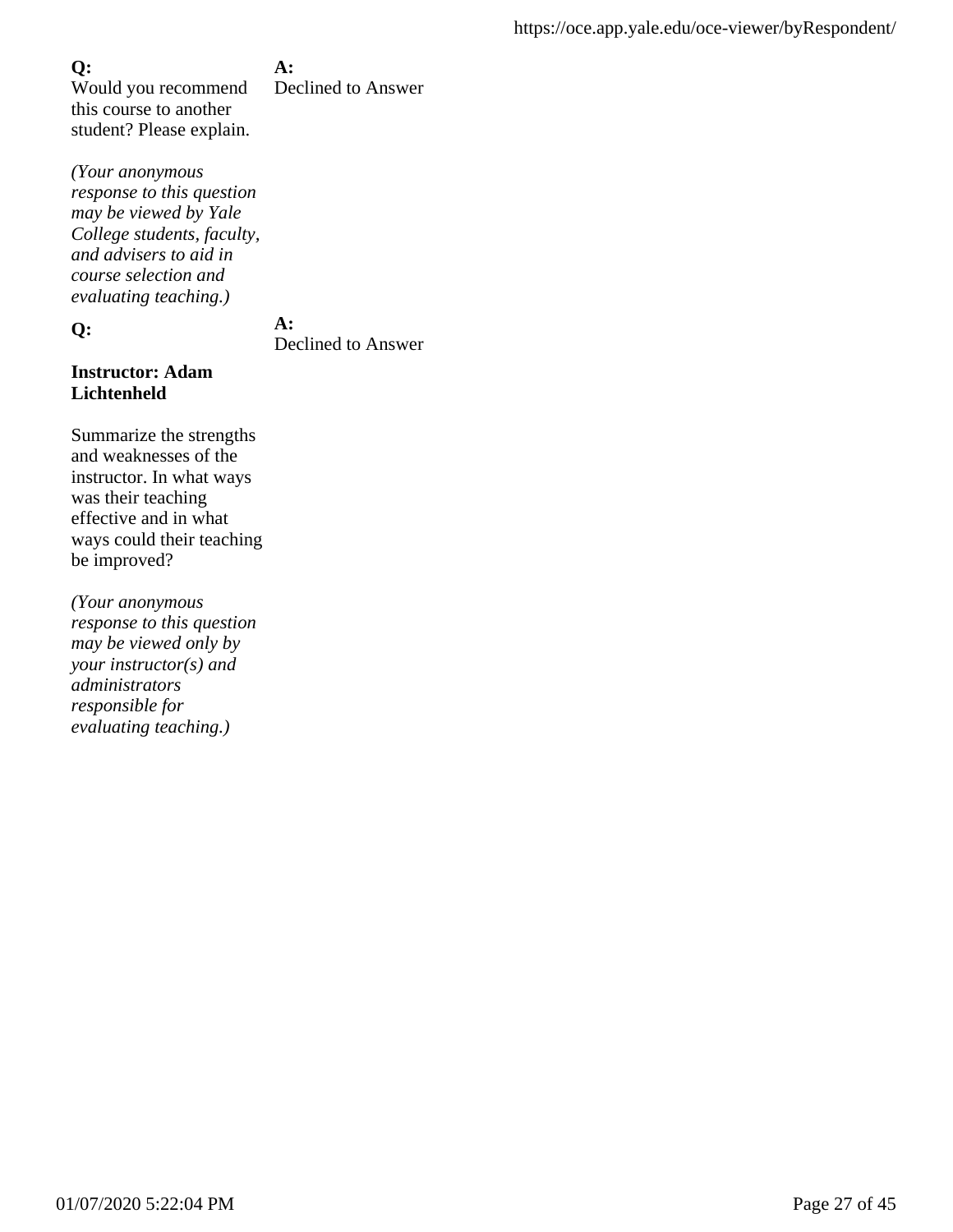**Q:**
Would you recommend this course to another student? Please explain.

*(Your anonymous response to this question may be viewed by Yale College students, faculty, and advisers to aid in course selection and evaluating teaching.)*

**A:**
Declined to Answer

**Q:**

**Instructor: Adam Lichtenheld**

Summarize the strengths and weaknesses of the instructor. In what ways was their teaching effective and in what ways could their teaching be improved?

*(Your anonymous response to this question may be viewed only by your instructor(s) and administrators responsible for evaluating teaching.)*

**A:**
Declined to Answer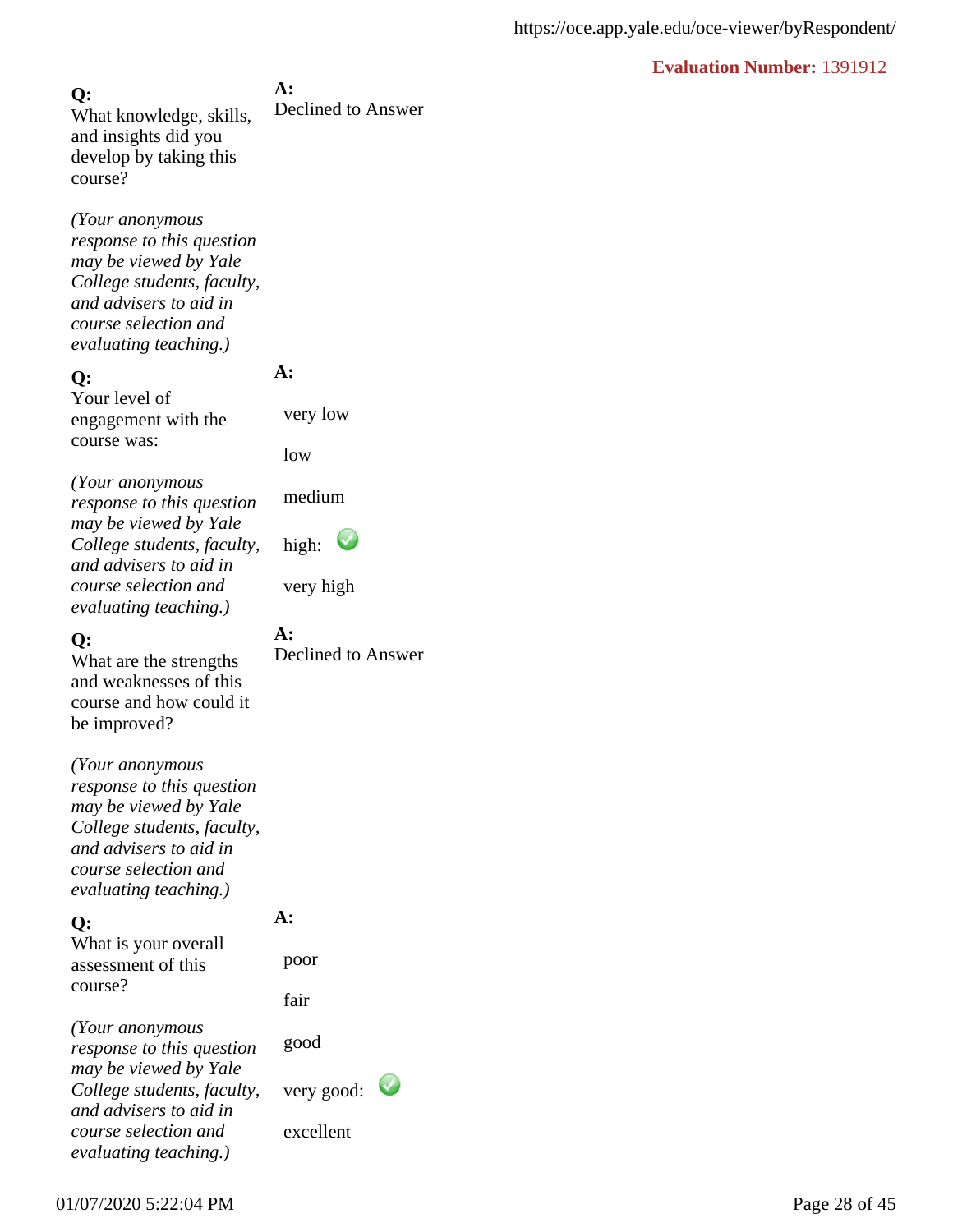**Evaluation Number:** 1391912

**Q:**
What knowledge, skills, and insights did you develop by taking this course?

*(Your anonymous response to this question may be viewed by Yale College students, faculty, and advisers to aid in course selection and evaluating teaching.)*

**A:**
Declined to Answer

**Q:**
Your level of engagement with the course was:

*(Your anonymous response to this question may be viewed by Yale College students, faculty, and advisers to aid in course selection and evaluating teaching.)*

**A:**

- very low
- low
- medium
- high: ✓
- very high

**Q:**
What are the strengths and weaknesses of this course and how could it be improved?

*(Your anonymous response to this question may be viewed by Yale College students, faculty, and advisers to aid in course selection and evaluating teaching.)*

**A:**
Declined to Answer

**Q:**
What is your overall assessment of this course?

*(Your anonymous response to this question may be viewed by Yale College students, faculty, and advisers to aid in course selection and evaluating teaching.)*

**A:**

- poor
- fair
- good
- very good: ✓
- excellent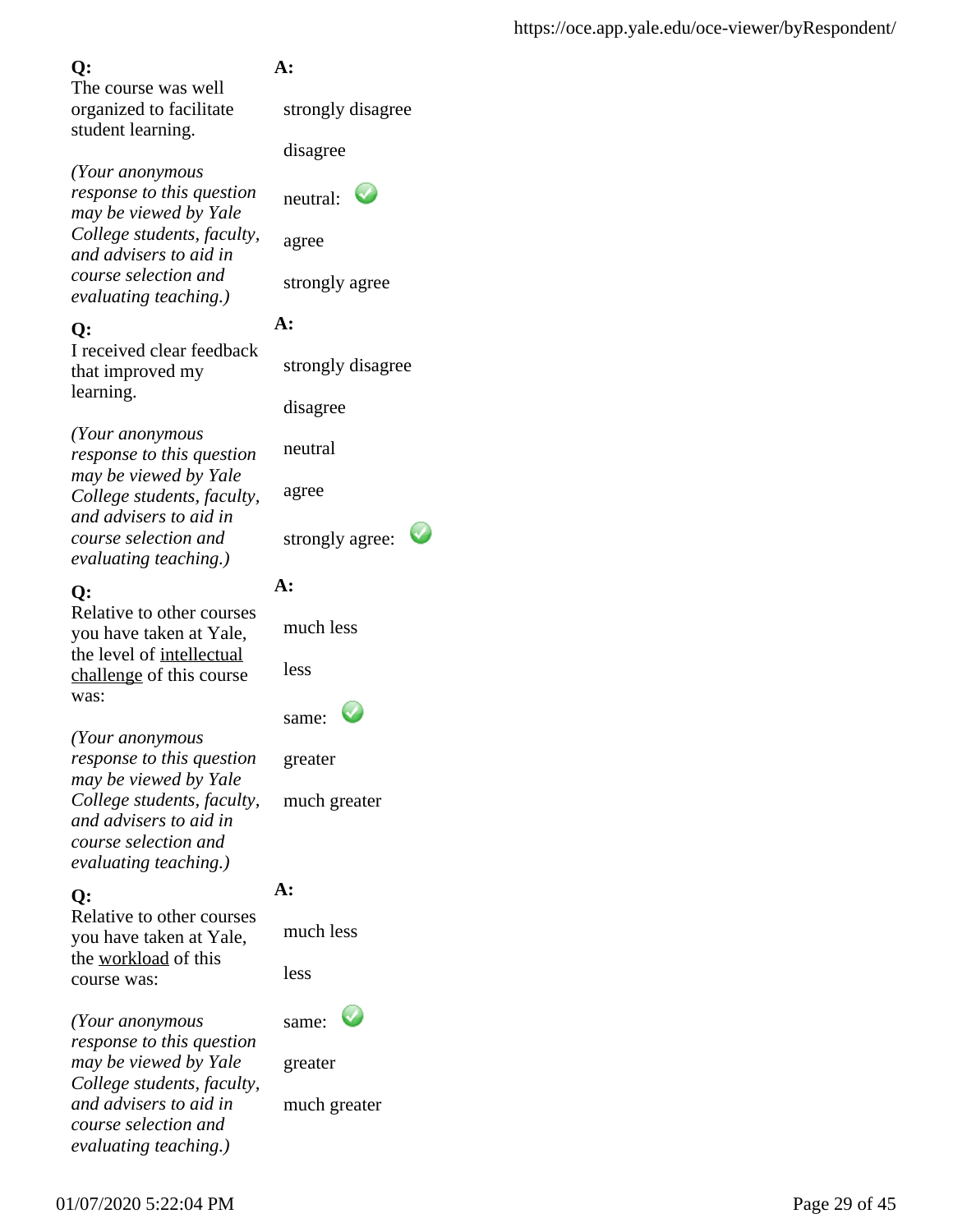**Q:**
The course was well organized to facilitate student learning.

*(Your anonymous response to this question may be viewed by Yale College students, faculty, and advisers to aid in course selection and evaluating teaching.)*

**A:**

strongly disagree

disagree

neutral: ✓

agree

strongly agree

**Q:**
I received clear feedback that improved my learning.

*(Your anonymous response to this question may be viewed by Yale College students, faculty, and advisers to aid in course selection and evaluating teaching.)*

**A:**

strongly disagree

disagree

neutral

agree

strongly agree: ✓

**Q:**
Relative to other courses you have taken at Yale, the level of intellectual challenge of this course was:

*(Your anonymous response to this question may be viewed by Yale College students, faculty, and advisers to aid in course selection and evaluating teaching.)*

**A:**

much less

less

same: ✓

greater

much greater

**Q:**
Relative to other courses you have taken at Yale, the workload of this course was:

*(Your anonymous response to this question may be viewed by Yale College students, faculty, and advisers to aid in course selection and evaluating teaching.)*

**A:**

much less

less

same: ✓

greater

much greater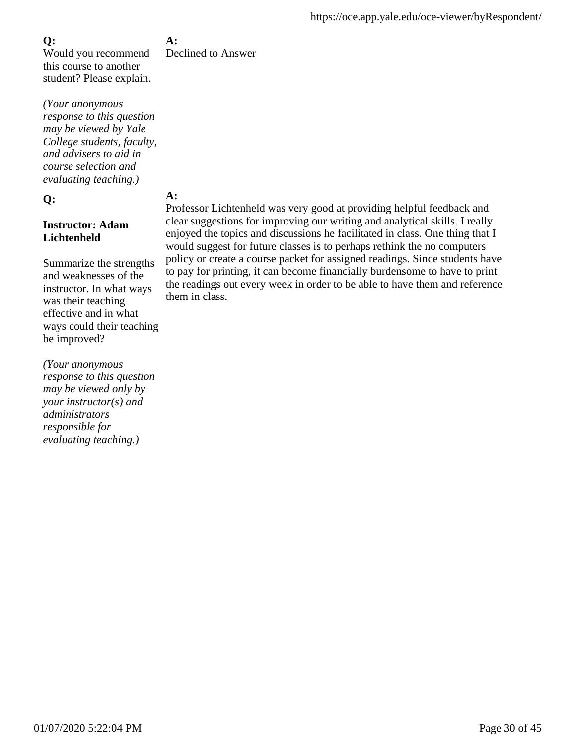**Q:**
Would you recommend this course to another student? Please explain.

*(Your anonymous response to this question may be viewed by Yale College students, faculty, and advisers to aid in course selection and evaluating teaching.)*

**A:**
Declined to Answer

**Q:**

**Instructor: Adam Lichtenheld**

Summarize the strengths and weaknesses of the instructor. In what ways was their teaching effective and in what ways could their teaching be improved?

*(Your anonymous response to this question may be viewed only by your instructor(s) and administrators responsible for evaluating teaching.)*

**A:**
Professor Lichtenheld was very good at providing helpful feedback and clear suggestions for improving our writing and analytical skills. I really enjoyed the topics and discussions he facilitated in class. One thing that I would suggest for future classes is to perhaps rethink the no computers policy or create a course packet for assigned readings. Since students have to pay for printing, it can become financially burdensome to have to print the readings out every week in order to be able to have them and reference them in class.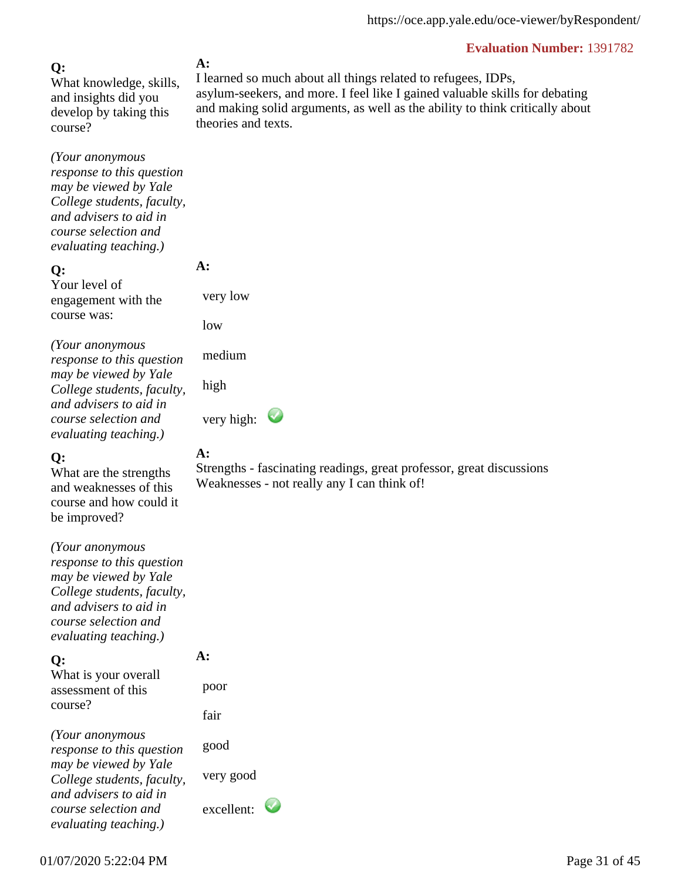**Evaluation Number:** 1391782

**Q:**
What knowledge, skills, and insights did you develop by taking this course?

*(Your anonymous response to this question may be viewed by Yale College students, faculty, and advisers to aid in course selection and evaluating teaching.)*

**A:**
I learned so much about all things related to refugees, IDPs, asylum-seekers, and more. I feel like I gained valuable skills for debating and making solid arguments, as well as the ability to think critically about theories and texts.

**Q:**
Your level of engagement with the course was:

*(Your anonymous response to this question may be viewed by Yale College students, faculty, and advisers to aid in course selection and evaluating teaching.)*

**A:**

- very low
- low
- medium
- high
- very high: ✓

**Q:**
What are the strengths and weaknesses of this course and how could it be improved?

*(Your anonymous response to this question may be viewed by Yale College students, faculty, and advisers to aid in course selection and evaluating teaching.)*

**A:**
Strengths - fascinating readings, great professor, great discussions
Weaknesses - not really any I can think of!

**Q:**
What is your overall assessment of this course?

*(Your anonymous response to this question may be viewed by Yale College students, faculty, and advisers to aid in course selection and evaluating teaching.)*

**A:**

- poor
- fair
- good
- very good
- excellent: ✓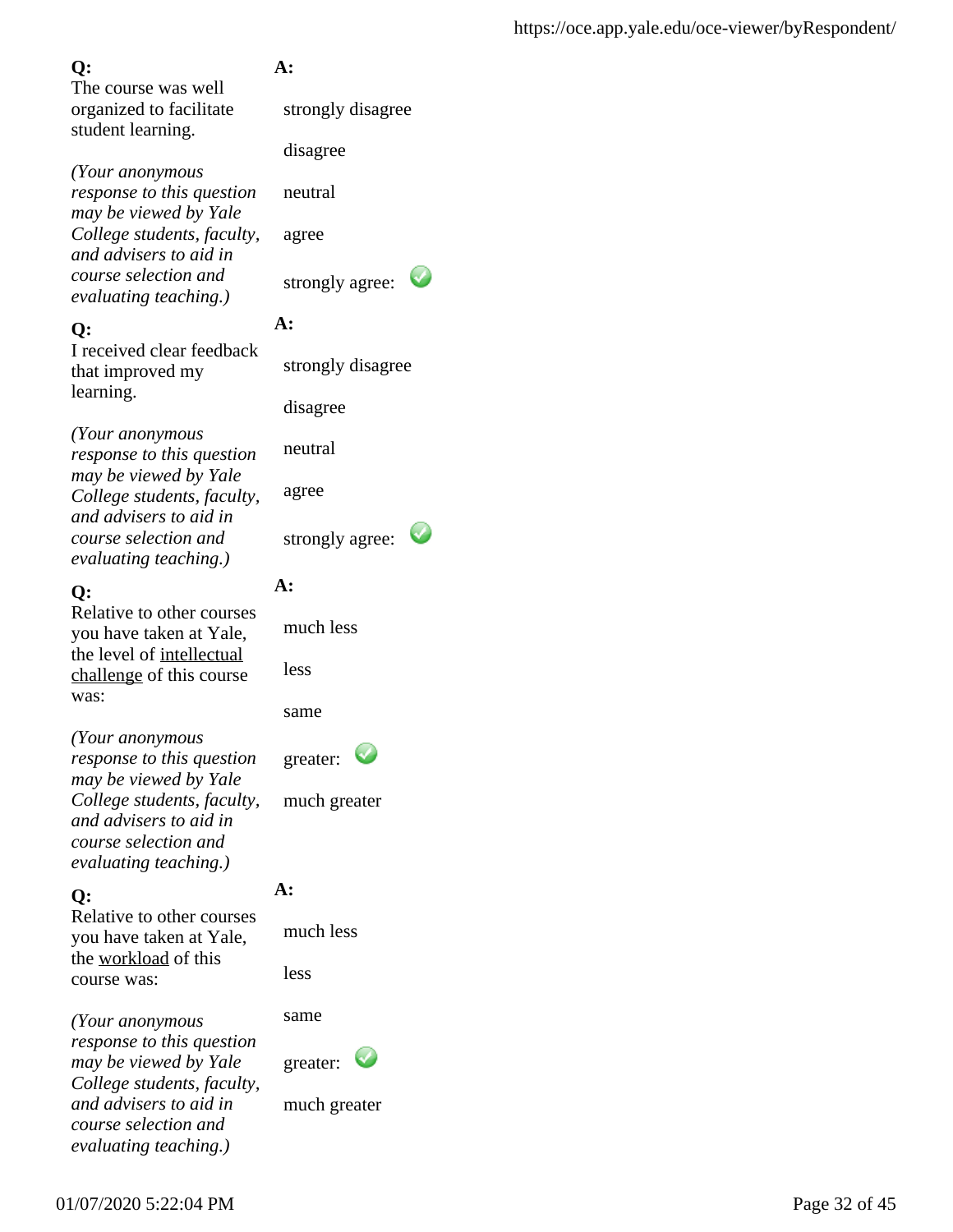**Q:**
The course was well organized to facilitate student learning.

*(Your anonymous response to this question may be viewed by Yale College students, faculty, and advisers to aid in course selection and evaluating teaching.)*

**A:**

- strongly disagree
- disagree
- neutral
- agree
- strongly agree: ✓

**Q:**
I received clear feedback that improved my learning.

*(Your anonymous response to this question may be viewed by Yale College students, faculty, and advisers to aid in course selection and evaluating teaching.)*

**A:**

- strongly disagree
- disagree
- neutral
- agree
- strongly agree: ✓

**Q:**
Relative to other courses you have taken at Yale, the level of intellectual challenge of this course was:

*(Your anonymous response to this question may be viewed by Yale College students, faculty, and advisers to aid in course selection and evaluating teaching.)*

**A:**

- much less
- less
- same
- greater: ✓
- much greater

**Q:**
Relative to other courses you have taken at Yale, the workload of this course was:

*(Your anonymous response to this question may be viewed by Yale College students, faculty, and advisers to aid in course selection and evaluating teaching.)*

**A:**

- much less
- less
- same
- greater: ✓
- much greater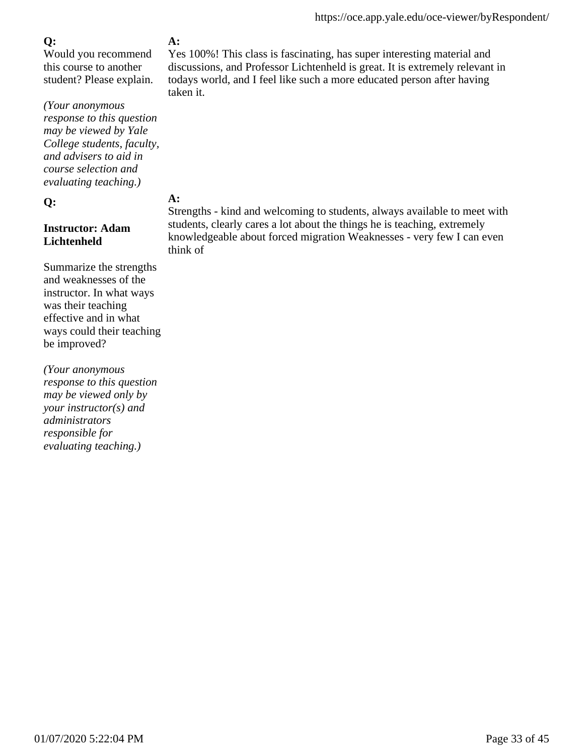**Q:**

Would you recommend this course to another student? Please explain.

*(Your anonymous response to this question may be viewed by Yale College students, faculty, and advisers to aid in course selection and evaluating teaching.)*

**A:**

Yes 100%! This class is fascinating, has super interesting material and discussions, and Professor Lichtenheld is great. It is extremely relevant in todays world, and I feel like such a more educated person after having taken it.

**Q:**

**Instructor: Adam Lichtenheld**

Summarize the strengths and weaknesses of the instructor. In what ways was their teaching effective and in what ways could their teaching be improved?

*(Your anonymous response to this question may be viewed only by your instructor(s) and administrators responsible for evaluating teaching.)*

**A:**

Strengths - kind and welcoming to students, always available to meet with students, clearly cares a lot about the things he is teaching, extremely knowledgeable about forced migration Weaknesses - very few I can even think of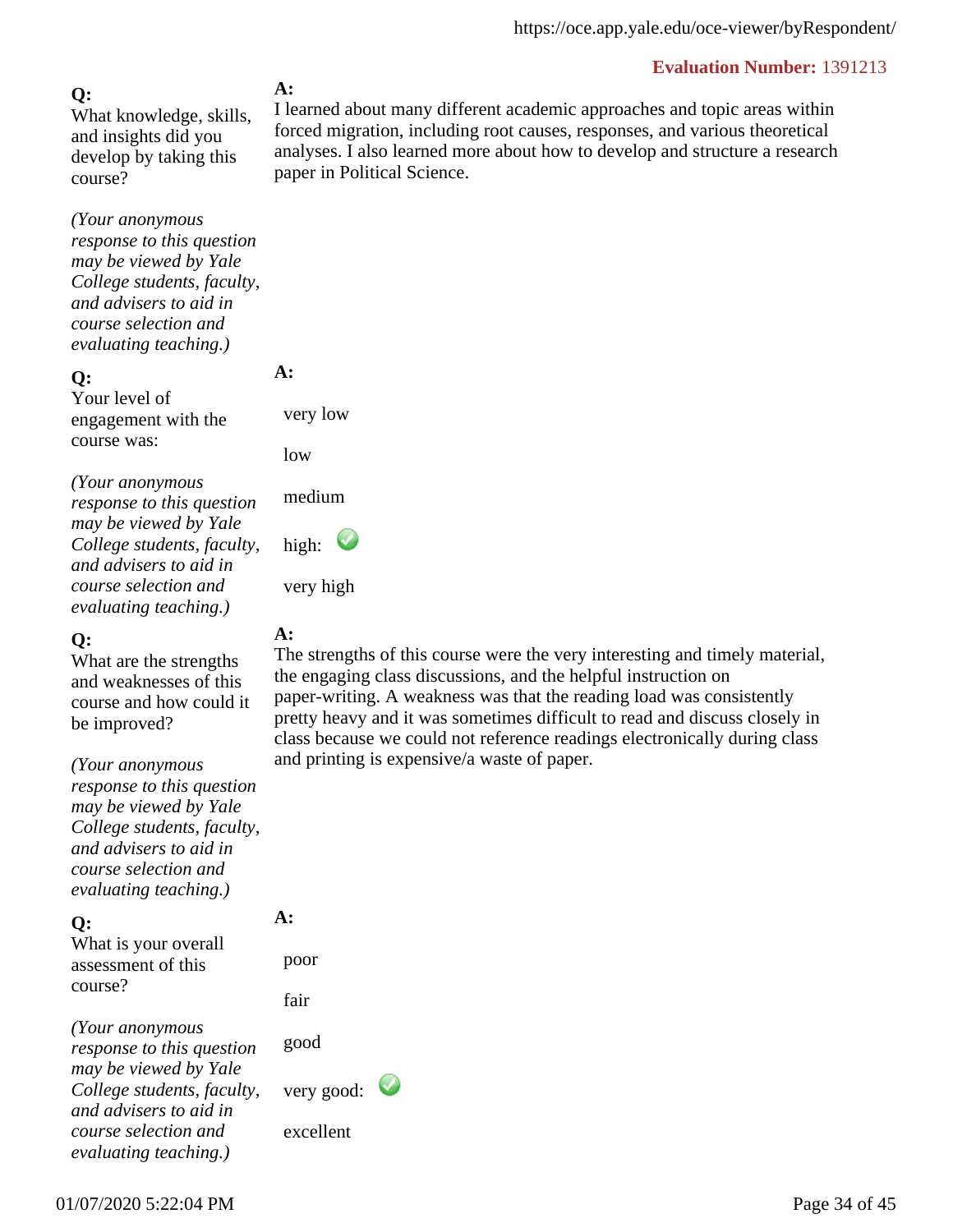**Evaluation Number:** 1391213

**Q:**
What knowledge, skills, and insights did you develop by taking this course?

*(Your anonymous response to this question may be viewed by Yale College students, faculty, and advisers to aid in course selection and evaluating teaching.)*

**A:**
I learned about many different academic approaches and topic areas within forced migration, including root causes, responses, and various theoretical analyses. I also learned more about how to develop and structure a research paper in Political Science.

**Q:**
Your level of engagement with the course was:

*(Your anonymous response to this question may be viewed by Yale College students, faculty, and advisers to aid in course selection and evaluating teaching.)*

**A:**

- very low
- low
- medium
- high: ✓
- very high

**Q:**
What are the strengths and weaknesses of this course and how could it be improved?

*(Your anonymous response to this question may be viewed by Yale College students, faculty, and advisers to aid in course selection and evaluating teaching.)*

**A:**
The strengths of this course were the very interesting and timely material, the engaging class discussions, and the helpful instruction on paper-writing. A weakness was that the reading load was consistently pretty heavy and it was sometimes difficult to read and discuss closely in class because we could not reference readings electronically during class and printing is expensive/a waste of paper.

**Q:**
What is your overall assessment of this course?

*(Your anonymous response to this question may be viewed by Yale College students, faculty, and advisers to aid in course selection and evaluating teaching.)*

**A:**

- poor
- fair
- good
- very good: ✓
- excellent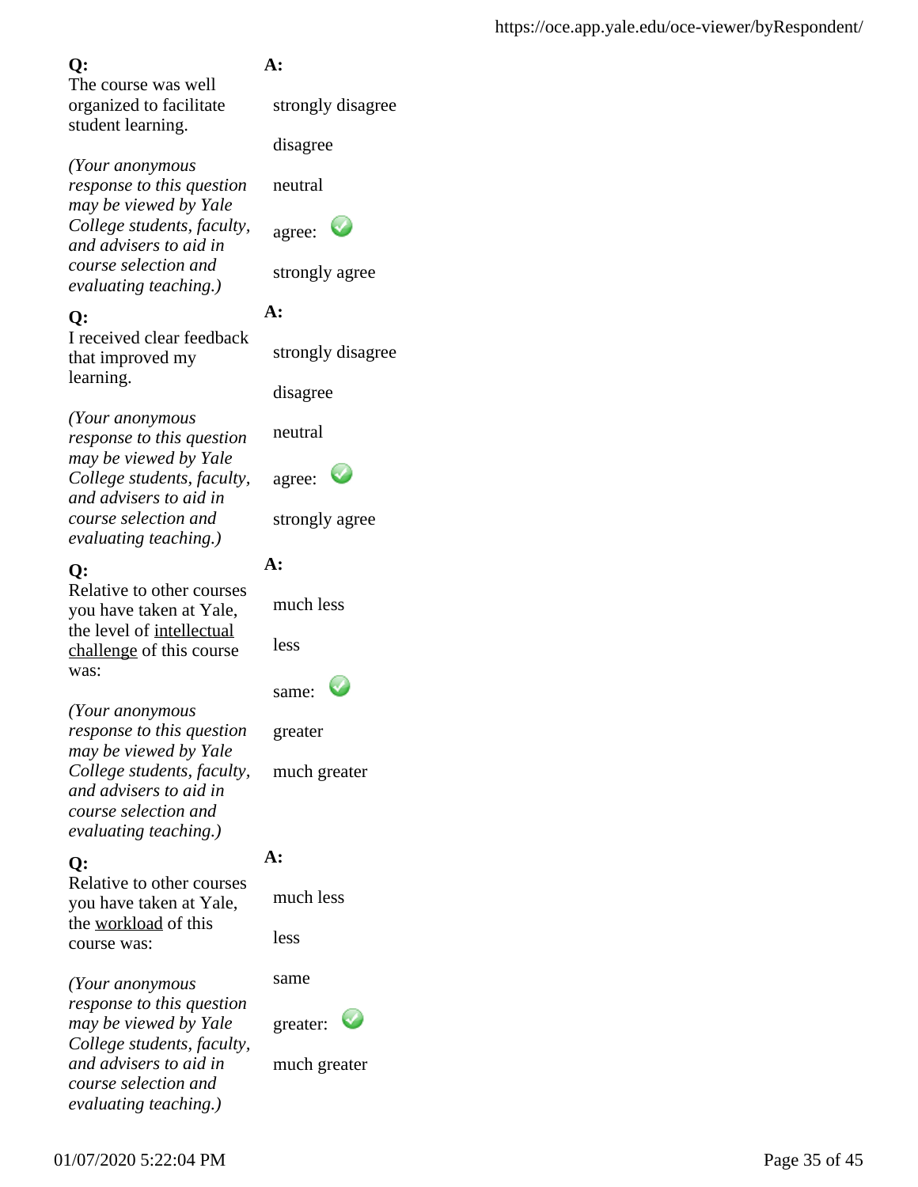**Q:**
The course was well organized to facilitate student learning.

*(Your anonymous response to this question may be viewed by Yale College students, faculty, and advisers to aid in course selection and evaluating teaching.)*

**A:**

- strongly disagree
- disagree
- neutral
- agree: ✔
- strongly agree

**Q:**
I received clear feedback that improved my learning.

*(Your anonymous response to this question may be viewed by Yale College students, faculty, and advisers to aid in course selection and evaluating teaching.)*

**A:**

- strongly disagree
- disagree
- neutral
- agree: ✔
- strongly agree

**Q:**
Relative to other courses you have taken at Yale, the level of intellectual challenge of this course was:

*(Your anonymous response to this question may be viewed by Yale College students, faculty, and advisers to aid in course selection and evaluating teaching.)*

**A:**

- much less
- less
- same: ✔
- greater
- much greater

**Q:**
Relative to other courses you have taken at Yale, the workload of this course was:

*(Your anonymous response to this question may be viewed by Yale College students, faculty, and advisers to aid in course selection and evaluating teaching.)*

**A:**

- much less
- less
- same
- greater: ✔
- much greater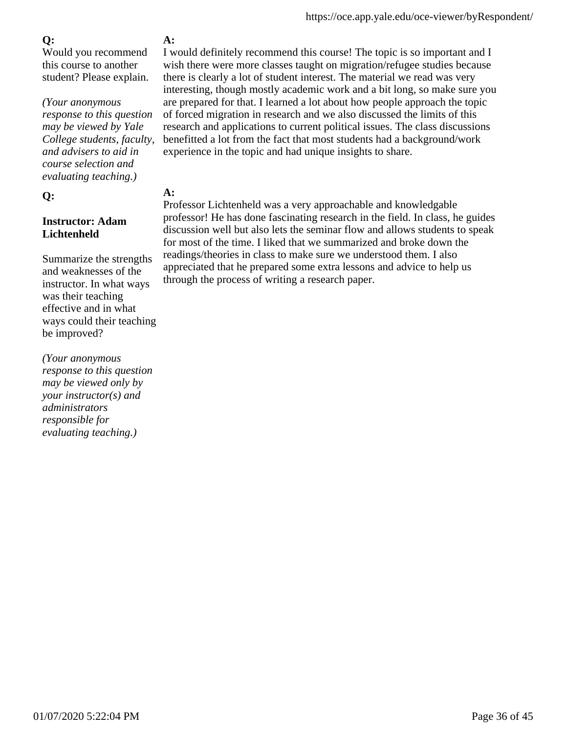**Q:**
Would you recommend this course to another student? Please explain.

*(Your anonymous response to this question may be viewed by Yale College students, faculty, and advisers to aid in course selection and evaluating teaching.)*

**A:**
I would definitely recommend this course! The topic is so important and I wish there were more classes taught on migration/refugee studies because there is clearly a lot of student interest. The material we read was very interesting, though mostly academic work and a bit long, so make sure you are prepared for that. I learned a lot about how people approach the topic of forced migration in research and we also discussed the limits of this research and applications to current political issues. The class discussions benefitted a lot from the fact that most students had a background/work experience in the topic and had unique insights to share.

**Q:**

**Instructor: Adam Lichtenheld**

Summarize the strengths and weaknesses of the instructor. In what ways was their teaching effective and in what ways could their teaching be improved?

*(Your anonymous response to this question may be viewed only by your instructor(s) and administrators responsible for evaluating teaching.)*

**A:**
Professor Lichtenheld was a very approachable and knowledgable professor! He has done fascinating research in the field. In class, he guides discussion well but also lets the seminar flow and allows students to speak for most of the time. I liked that we summarized and broke down the readings/theories in class to make sure we understood them. I also appreciated that he prepared some extra lessons and advice to help us through the process of writing a research paper.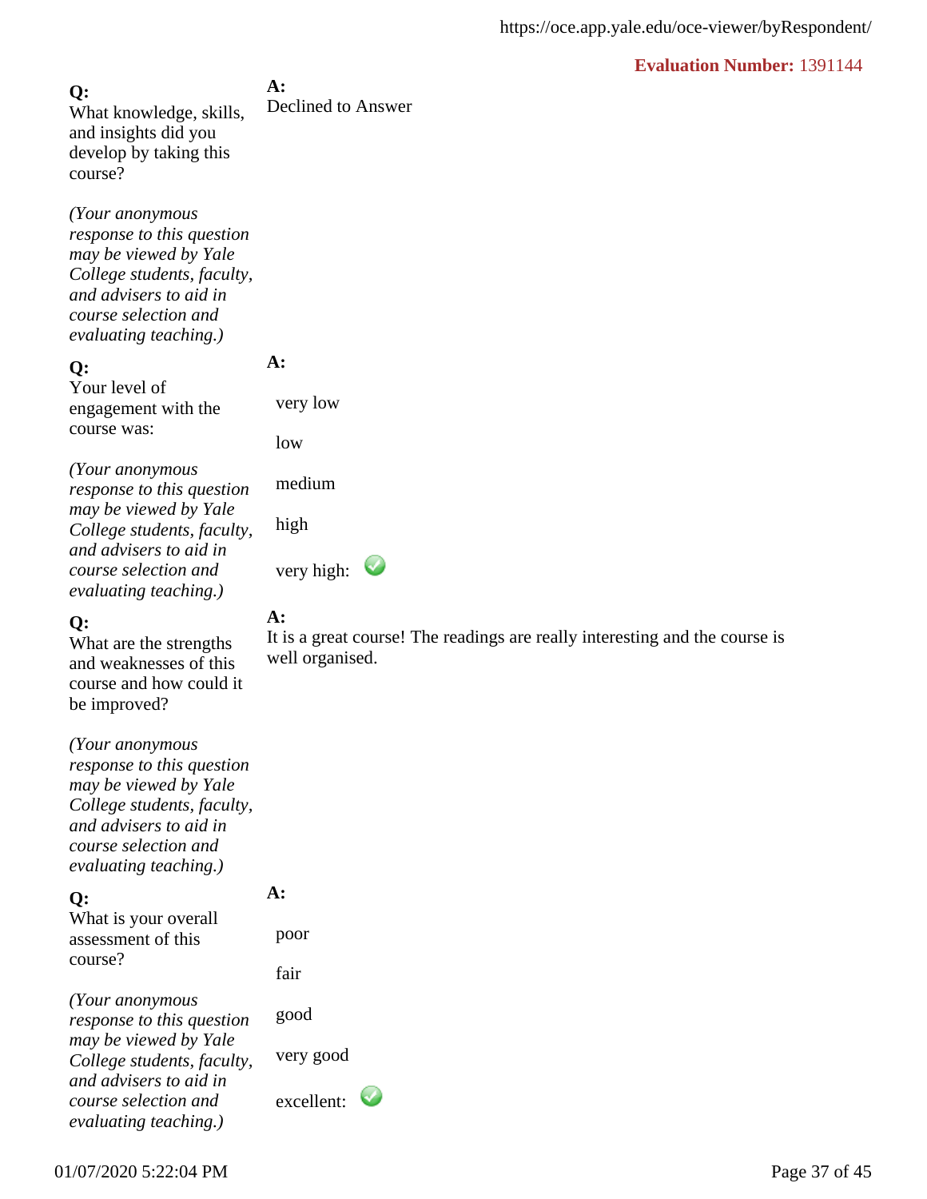**Evaluation Number:** 1391144

**Q:**
What knowledge, skills, and insights did you develop by taking this course?

*(Your anonymous response to this question may be viewed by Yale College students, faculty, and advisers to aid in course selection and evaluating teaching.)*

**A:**
Declined to Answer

**Q:**
Your level of engagement with the course was:

*(Your anonymous response to this question may be viewed by Yale College students, faculty, and advisers to aid in course selection and evaluating teaching.)*

**A:**

- very low
- low
- medium
- high
- very high: ✓

**Q:**
What are the strengths and weaknesses of this course and how could it be improved?

*(Your anonymous response to this question may be viewed by Yale College students, faculty, and advisers to aid in course selection and evaluating teaching.)*

**A:**
It is a great course! The readings are really interesting and the course is well organised.

**Q:**
What is your overall assessment of this course?

*(Your anonymous response to this question may be viewed by Yale College students, faculty, and advisers to aid in course selection and evaluating teaching.)*

**A:**

- poor
- fair
- good
- very good
- excellent: ✓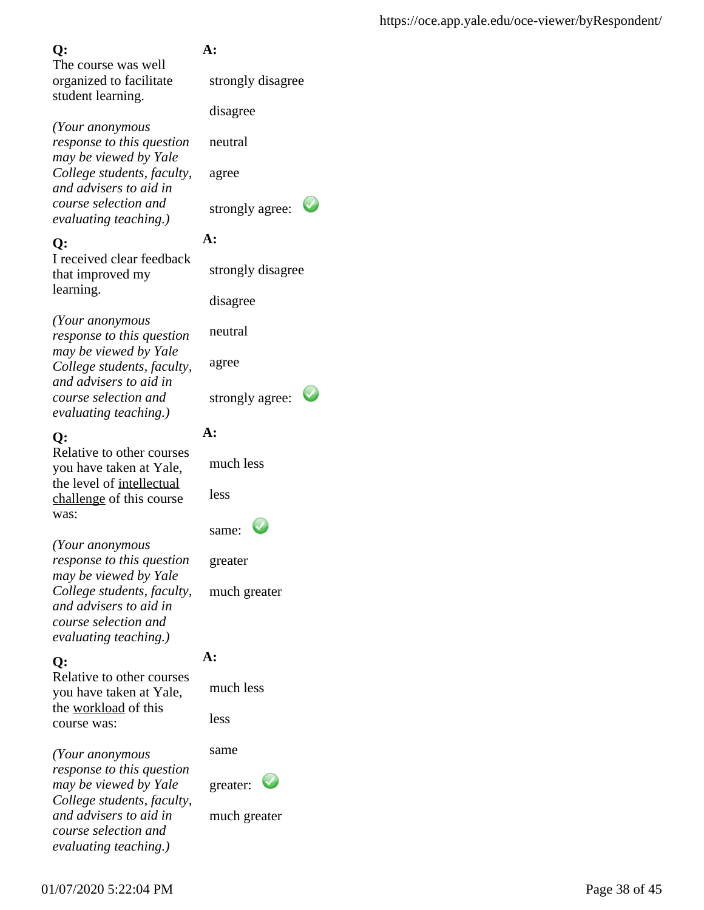**Q:**
The course was well organized to facilitate student learning.

*(Your anonymous response to this question may be viewed by Yale College students, faculty, and advisers to aid in course selection and evaluating teaching.)*

**A:**

- strongly disagree
- disagree
- neutral
- agree
- strongly agree: ✓

**Q:**
I received clear feedback that improved my learning.

*(Your anonymous response to this question may be viewed by Yale College students, faculty, and advisers to aid in course selection and evaluating teaching.)*

**A:**

- strongly disagree
- disagree
- neutral
- agree
- strongly agree: ✓

**Q:**
Relative to other courses you have taken at Yale, the level of intellectual challenge of this course was:

*(Your anonymous response to this question may be viewed by Yale College students, faculty, and advisers to aid in course selection and evaluating teaching.)*

**A:**

- much less
- less
- same: ✓
- greater
- much greater

**Q:**
Relative to other courses you have taken at Yale, the workload of this course was:

*(Your anonymous response to this question may be viewed by Yale College students, faculty, and advisers to aid in course selection and evaluating teaching.)*

**A:**

- much less
- less
- same
- greater: ✓
- much greater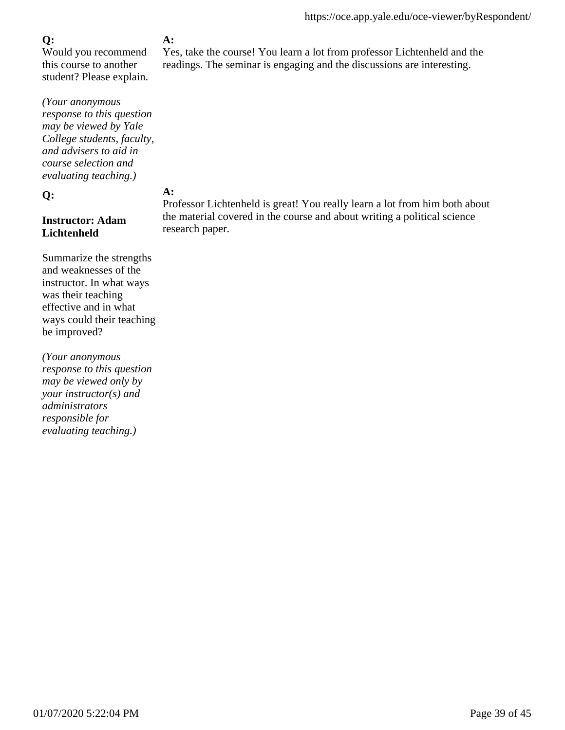**Q:**
Would you recommend this course to another student? Please explain.

*(Your anonymous response to this question may be viewed by Yale College students, faculty, and advisers to aid in course selection and evaluating teaching.)*

**A:**
Yes, take the course! You learn a lot from professor Lichtenheld and the readings. The seminar is engaging and the discussions are interesting.

**Q:**

**Instructor: Adam Lichtenheld**

Summarize the strengths and weaknesses of the instructor. In what ways was their teaching effective and in what ways could their teaching be improved?

*(Your anonymous response to this question may be viewed only by your instructor(s) and administrators responsible for evaluating teaching.)*

**A:**
Professor Lichtenheld is great! You really learn a lot from him both about the material covered in the course and about writing a political science research paper.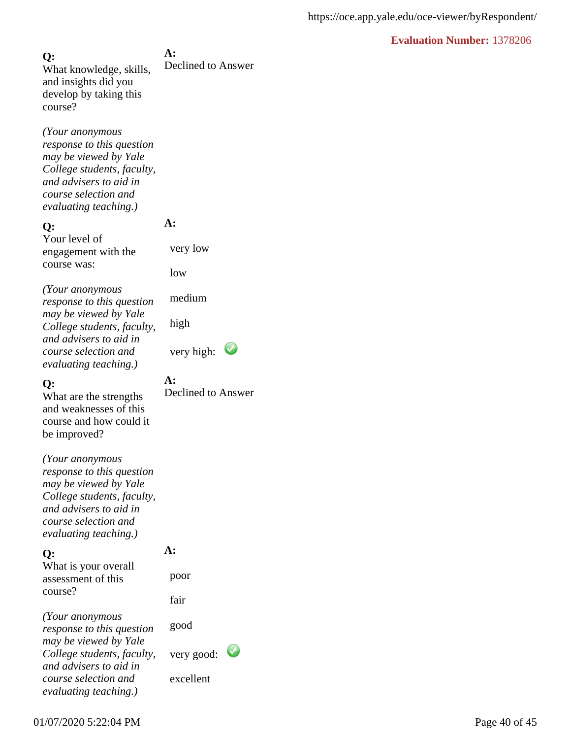**Evaluation Number:** 1378206

**Q:**
What knowledge, skills, and insights did you develop by taking this course?

*(Your anonymous response to this question may be viewed by Yale College students, faculty, and advisers to aid in course selection and evaluating teaching.)*

**A:**
Declined to Answer

**Q:**
Your level of engagement with the course was:

*(Your anonymous response to this question may be viewed by Yale College students, faculty, and advisers to aid in course selection and evaluating teaching.)*

**A:**

- very low
- low
- medium
- high
- very high: ✓

**Q:**
What are the strengths and weaknesses of this course and how could it be improved?

*(Your anonymous response to this question may be viewed by Yale College students, faculty, and advisers to aid in course selection and evaluating teaching.)*

**A:**
Declined to Answer

**Q:**
What is your overall assessment of this course?

*(Your anonymous response to this question may be viewed by Yale College students, faculty, and advisers to aid in course selection and evaluating teaching.)*

**A:**

- poor
- fair
- good
- very good: ✓
- excellent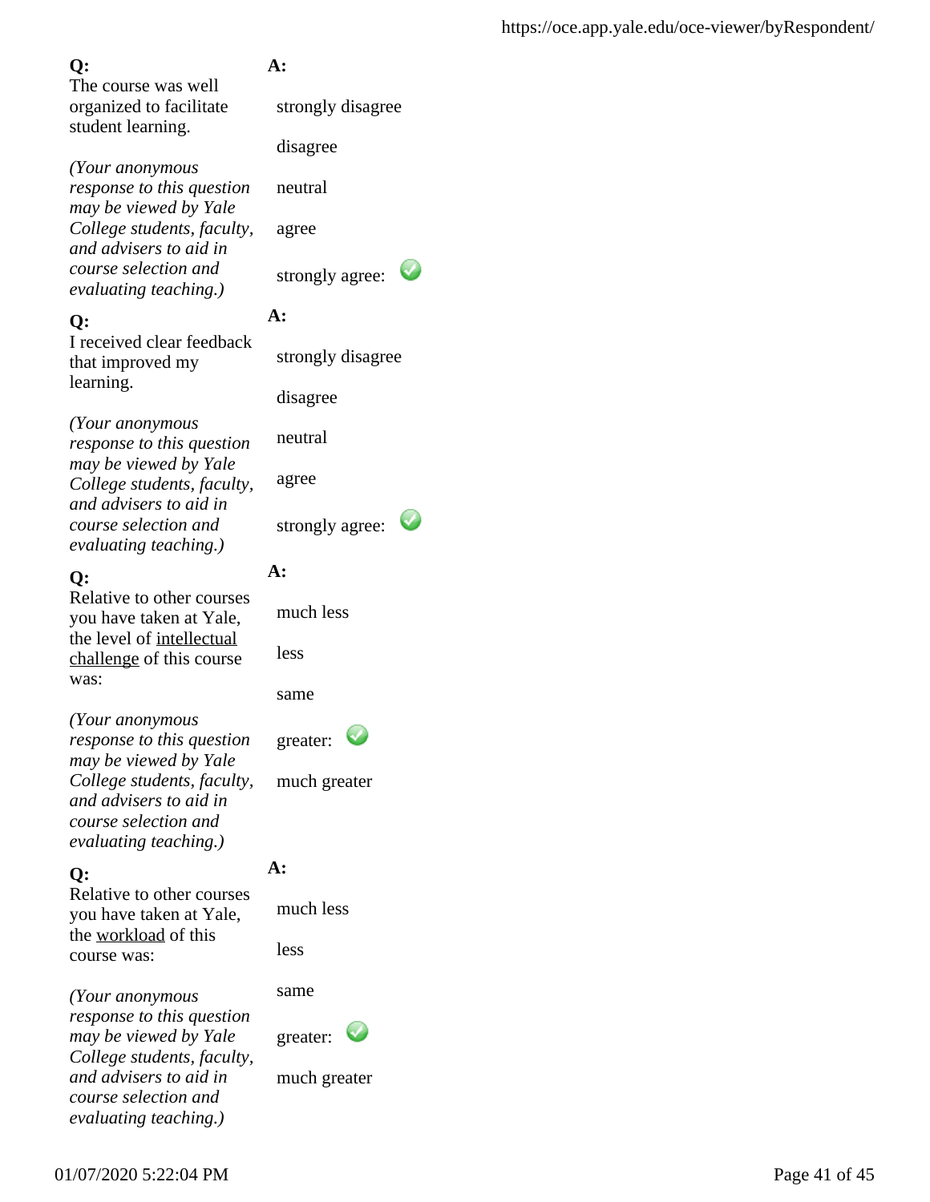**Q:**
The course was well organized to facilitate student learning.

*(Your anonymous response to this question may be viewed by Yale College students, faculty, and advisers to aid in course selection and evaluating teaching.)*

**A:**

- strongly disagree
- disagree
- neutral
- agree
- strongly agree: ✓

**Q:**
I received clear feedback that improved my learning.

*(Your anonymous response to this question may be viewed by Yale College students, faculty, and advisers to aid in course selection and evaluating teaching.)*

**A:**

- strongly disagree
- disagree
- neutral
- agree
- strongly agree: ✓

**Q:**
Relative to other courses you have taken at Yale, the level of intellectual challenge of this course was:

*(Your anonymous response to this question may be viewed by Yale College students, faculty, and advisers to aid in course selection and evaluating teaching.)*

**A:**

- much less
- less
- same
- greater: ✓
- much greater

**Q:**
Relative to other courses you have taken at Yale, the workload of this course was:

*(Your anonymous response to this question may be viewed by Yale College students, faculty, and advisers to aid in course selection and evaluating teaching.)*

**A:**

- much less
- less
- same
- greater: ✓
- much greater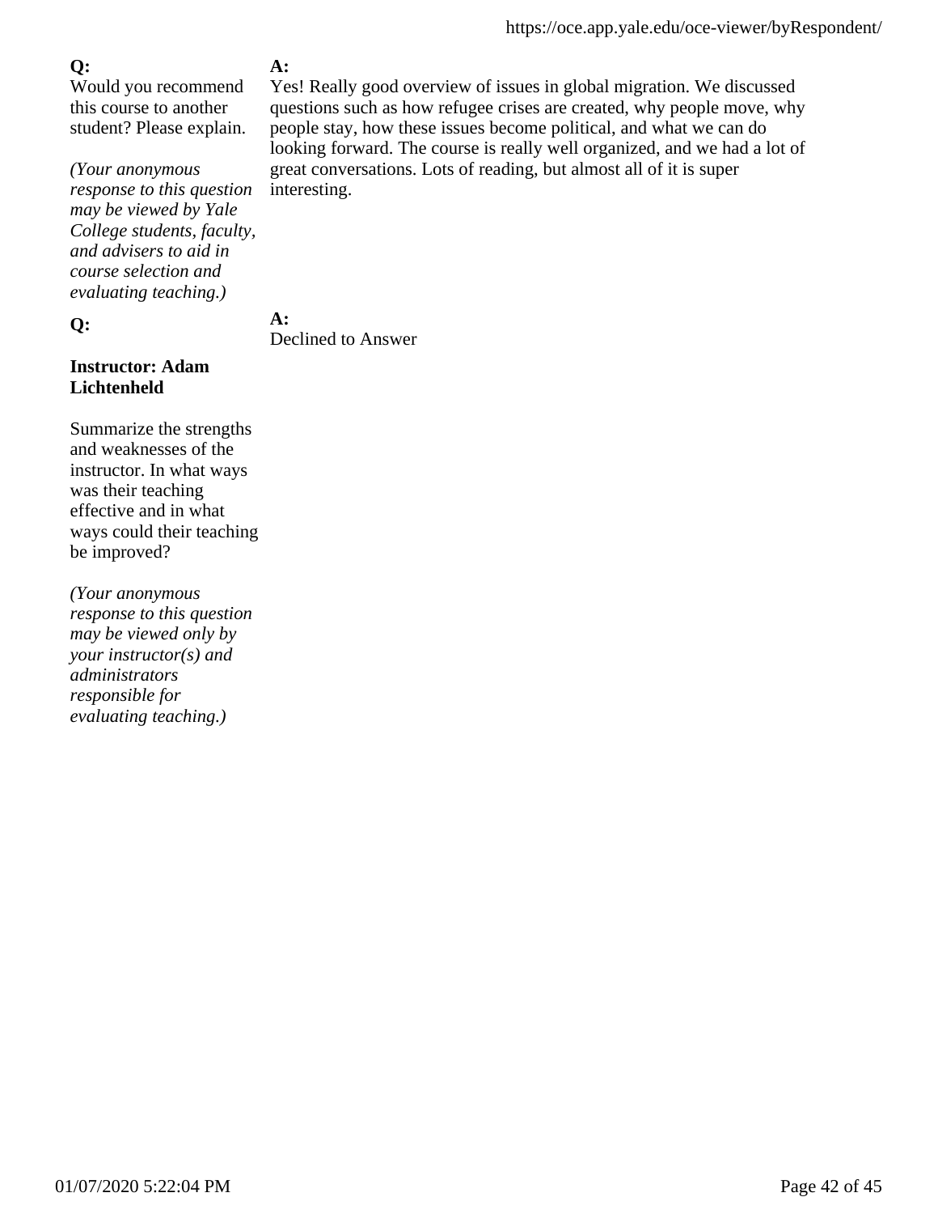**Q:**
Would you recommend this course to another student? Please explain.

*(Your anonymous response to this question may be viewed by Yale College students, faculty, and advisers to aid in course selection and evaluating teaching.)*

**A:**
Yes! Really good overview of issues in global migration. We discussed questions such as how refugee crises are created, why people move, why people stay, how these issues become political, and what we can do looking forward. The course is really well organized, and we had a lot of great conversations. Lots of reading, but almost all of it is super interesting.

**Q:**

**Instructor: Adam Lichtenheld**

Summarize the strengths and weaknesses of the instructor. In what ways was their teaching effective and in what ways could their teaching be improved?

*(Your anonymous response to this question may be viewed only by your instructor(s) and administrators responsible for evaluating teaching.)*

**A:**
Declined to Answer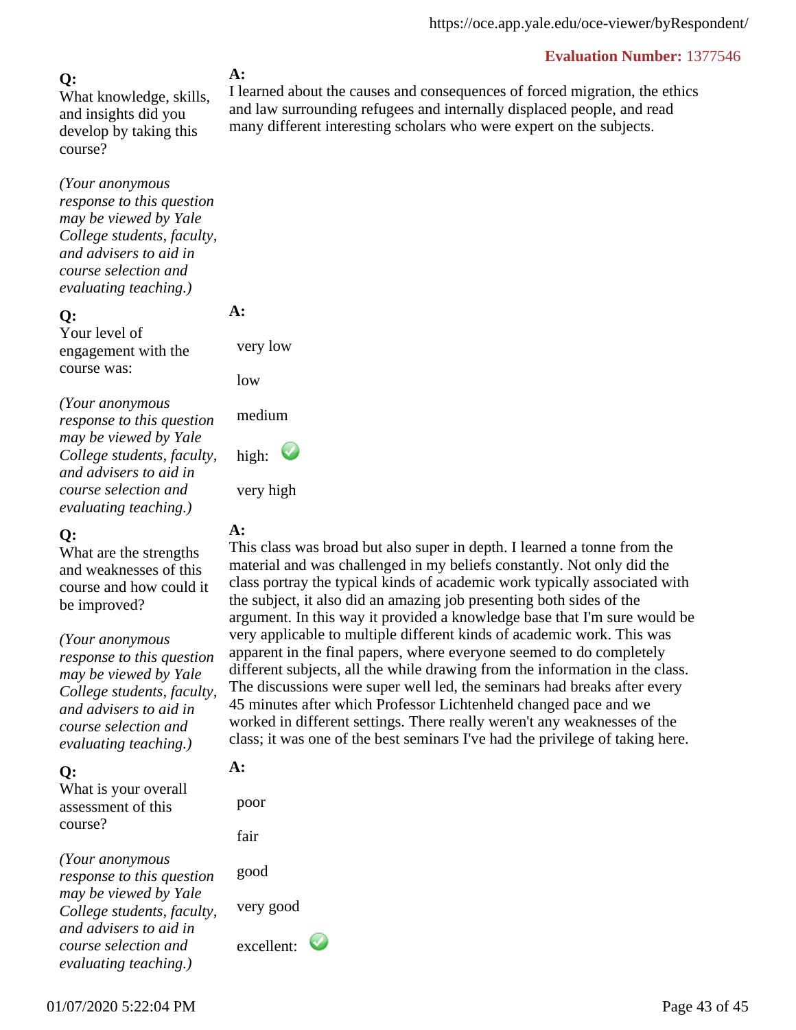**Evaluation Number:** 1377546

**Q:**
What knowledge, skills, and insights did you develop by taking this course?

*(Your anonymous response to this question may be viewed by Yale College students, faculty, and advisers to aid in course selection and evaluating teaching.)*

**A:**
I learned about the causes and consequences of forced migration, the ethics and law surrounding refugees and internally displaced people, and read many different interesting scholars who were expert on the subjects.

**Q:**
Your level of engagement with the course was:

*(Your anonymous response to this question may be viewed by Yale College students, faculty, and advisers to aid in course selection and evaluating teaching.)*

**A:**

- very low
- low
- medium
- high: ✓
- very high

**Q:**
What are the strengths and weaknesses of this course and how could it be improved?

*(Your anonymous response to this question may be viewed by Yale College students, faculty, and advisers to aid in course selection and evaluating teaching.)*

**A:**
This class was broad but also super in depth. I learned a tonne from the material and was challenged in my beliefs constantly. Not only did the class portray the typical kinds of academic work typically associated with the subject, it also did an amazing job presenting both sides of the argument. In this way it provided a knowledge base that I'm sure would be very applicable to multiple different kinds of academic work. This was apparent in the final papers, where everyone seemed to do completely different subjects, all the while drawing from the information in the class. The discussions were super well led, the seminars had breaks after every 45 minutes after which Professor Lichtenheld changed pace and we worked in different settings. There really weren't any weaknesses of the class; it was one of the best seminars I've had the privilege of taking here.

**Q:**
What is your overall assessment of this course?

*(Your anonymous response to this question may be viewed by Yale College students, faculty, and advisers to aid in course selection and evaluating teaching.)*

**A:**

- poor
- fair
- good
- very good
- excellent: ✓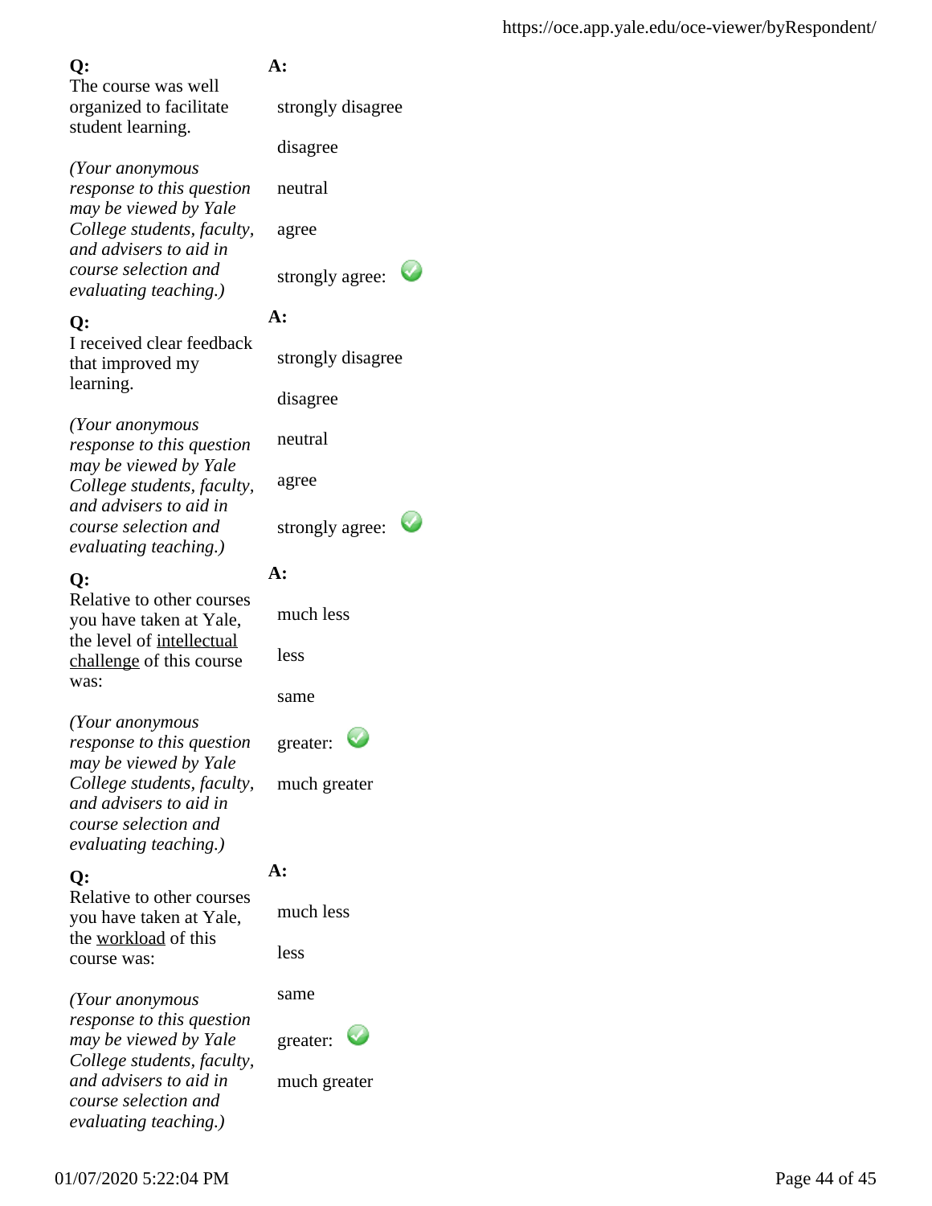**Q:**
The course was well organized to facilitate student learning.

*(Your anonymous response to this question may be viewed by Yale College students, faculty, and advisers to aid in course selection and evaluating teaching.)*

**A:**

strongly disagree

disagree

neutral

agree

strongly agree: ✓

**Q:**
I received clear feedback that improved my learning.

*(Your anonymous response to this question may be viewed by Yale College students, faculty, and advisers to aid in course selection and evaluating teaching.)*

**A:**

strongly disagree

disagree

neutral

agree

strongly agree: ✓

**Q:**
Relative to other courses you have taken at Yale, the level of intellectual challenge of this course was:

*(Your anonymous response to this question may be viewed by Yale College students, faculty, and advisers to aid in course selection and evaluating teaching.)*

**A:**

much less

less

same

greater: ✓

much greater

**Q:**
Relative to other courses you have taken at Yale, the workload of this course was:

*(Your anonymous response to this question may be viewed by Yale College students, faculty, and advisers to aid in course selection and evaluating teaching.)*

**A:**

much less

less

same

greater: ✓

much greater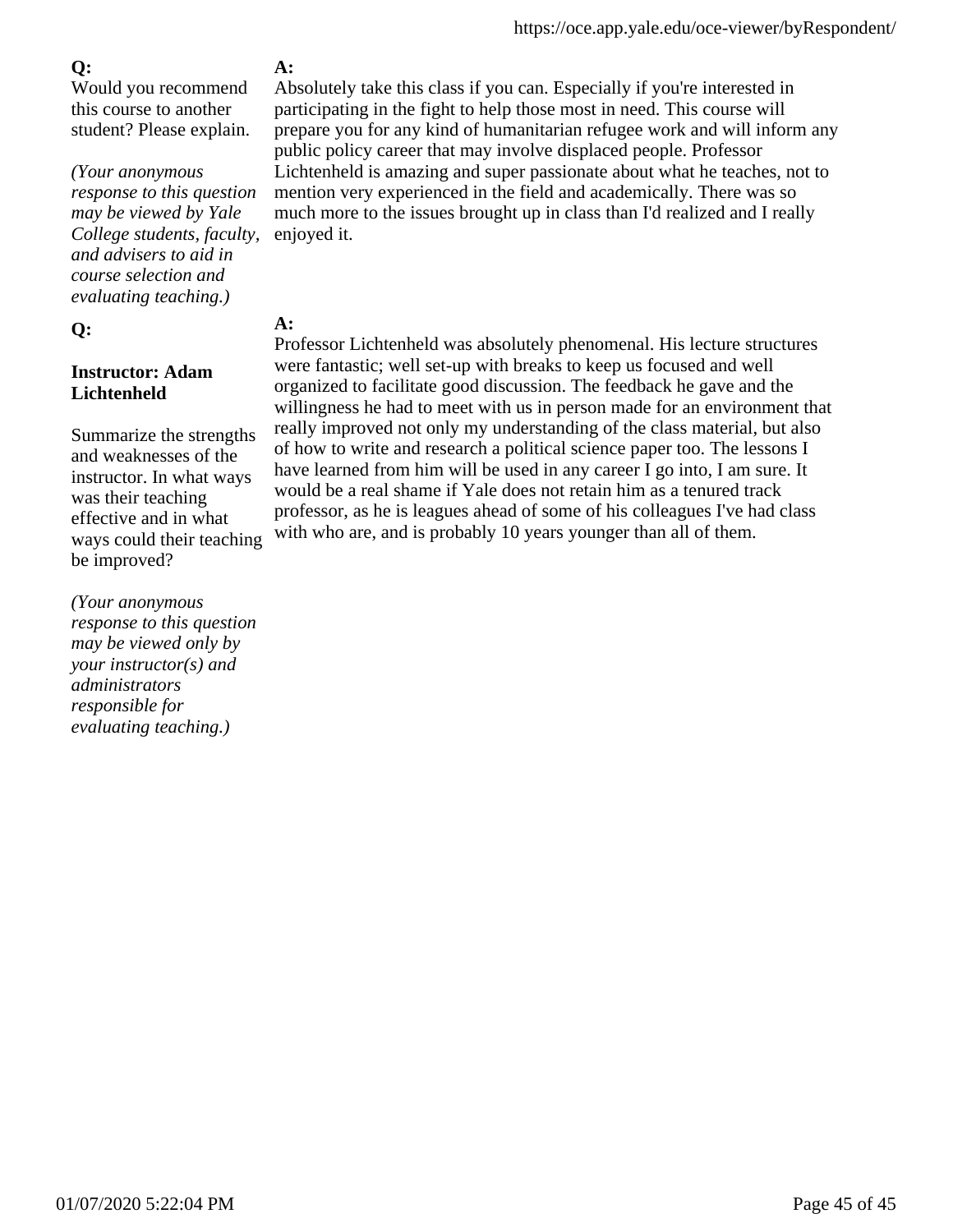**Q:**
Would you recommend this course to another student? Please explain.

*(Your anonymous response to this question may be viewed by Yale College students, faculty, and advisers to aid in course selection and evaluating teaching.)*

**A:**
Absolutely take this class if you can. Especially if you're interested in participating in the fight to help those most in need. This course will prepare you for any kind of humanitarian refugee work and will inform any public policy career that may involve displaced people. Professor Lichtenheld is amazing and super passionate about what he teaches, not to mention very experienced in the field and academically. There was so much more to the issues brought up in class than I'd realized and I really enjoyed it.

**Q:**

**Instructor: Adam Lichtenheld**

Summarize the strengths and weaknesses of the instructor. In what ways was their teaching effective and in what ways could their teaching be improved?

*(Your anonymous response to this question may be viewed only by your instructor(s) and administrators responsible for evaluating teaching.)*

**A:**
Professor Lichtenheld was absolutely phenomenal. His lecture structures were fantastic; well set-up with breaks to keep us focused and well organized to facilitate good discussion. The feedback he gave and the willingness he had to meet with us in person made for an environment that really improved not only my understanding of the class material, but also of how to write and research a political science paper too. The lessons I have learned from him will be used in any career I go into, I am sure. It would be a real shame if Yale does not retain him as a tenured track professor, as he is leagues ahead of some of his colleagues I've had class with who are, and is probably 10 years younger than all of them.